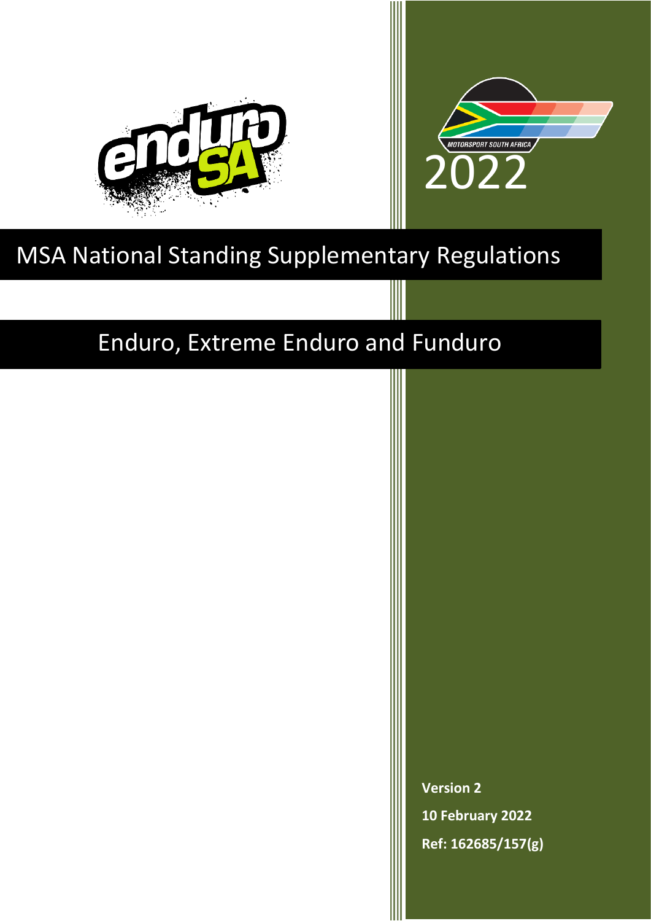2022

# MSA National Standing Supplementary Regulations

## Enduro, Extreme Enduro and Funduro

**Version 2**

**10 February 2022**

**Ref: 162685/157(g)**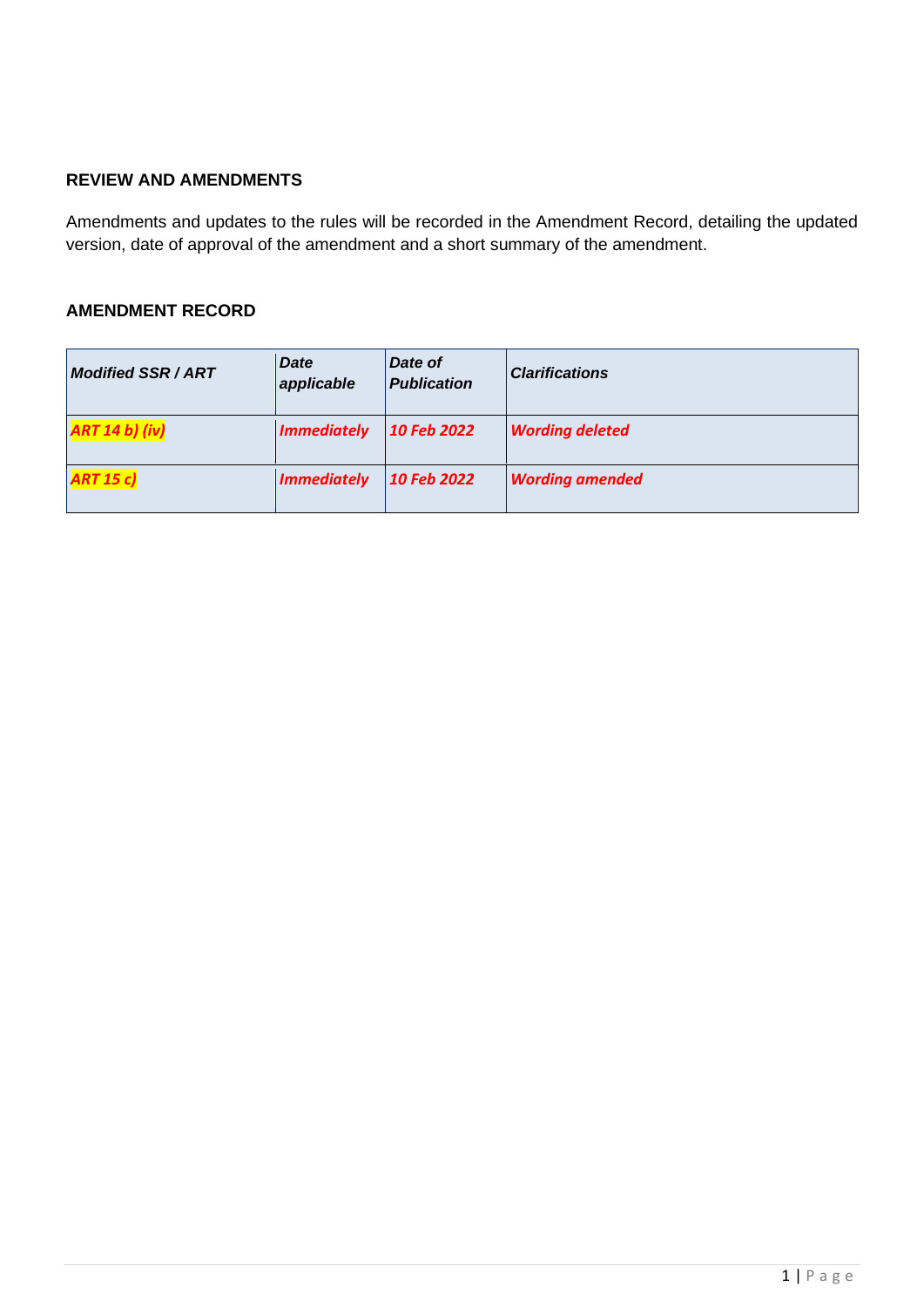**REVIEW AND AMENDMENTS**

Amendments and updates to the rules will be recorded in the Amendment Record, detailing the updated version, date of approval of the amendment and a short summary of the amendment.

**AMENDMENT RECORD**

| *Modified SSR / ART* | *Date applicable* | *Date of Publication* | *Clarifications* |
|---|---|---|---|
| ***ART 14 b) (iv)*** | ***Immediately*** | ***10 Feb 2022*** | ***Wording deleted*** |
| ***ART 15 c)*** | ***Immediately*** | ***10 Feb 2022*** | ***Wording amended*** |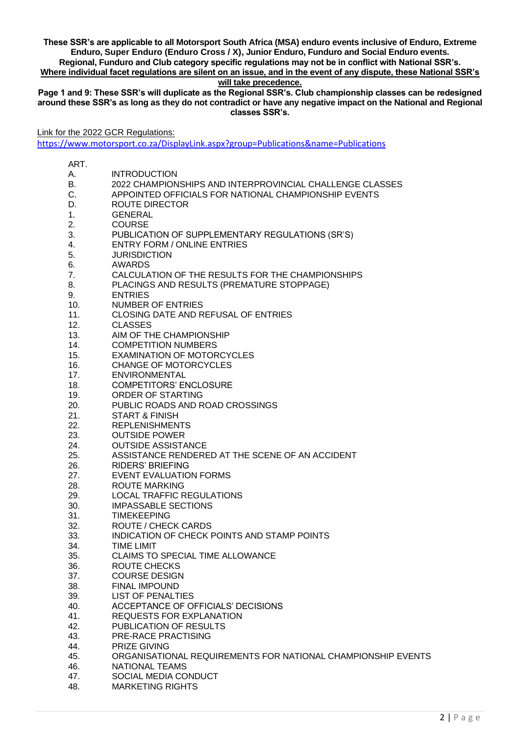**These SSR's are applicable to all Motorsport South Africa (MSA) enduro events inclusive of Enduro, Extreme Enduro, Super Enduro (Enduro Cross / X), Junior Enduro, Funduro and Social Enduro events. Regional, Funduro and Club category specific regulations may not be in conflict with National SSR's. <u>Where individual facet regulations are silent on an issue, and in the event of any dispute, these National SSR's will take precedence.</u>**

**Page 1 and 9: These SSR's will duplicate as the Regional SSR's. Club championship classes can be redesigned around these SSR's as long as they do not contradict or have any negative impact on the National and Regional classes SSR's.**

<u>Link for the 2022 GCR Regulations:</u>
https://www.motorsport.co.za/DisplayLink.aspx?group=Publications&name=Publications

| ART. | |
|---|---|
| A. | INTRODUCTION |
| B. | 2022 CHAMPIONSHIPS AND INTERPROVINCIAL CHALLENGE CLASSES |
| C. | APPOINTED OFFICIALS FOR NATIONAL CHAMPIONSHIP EVENTS |
| D. | ROUTE DIRECTOR |
| 1. | GENERAL |
| 2. | COURSE |
| 3. | PUBLICATION OF SUPPLEMENTARY REGULATIONS (SR'S) |
| 4. | ENTRY FORM / ONLINE ENTRIES |
| 5. | JURISDICTION |
| 6. | AWARDS |
| 7. | CALCULATION OF THE RESULTS FOR THE CHAMPIONSHIPS |
| 8. | PLACINGS AND RESULTS (PREMATURE STOPPAGE) |
| 9. | ENTRIES |
| 10. | NUMBER OF ENTRIES |
| 11. | CLOSING DATE AND REFUSAL OF ENTRIES |
| 12. | CLASSES |
| 13. | AIM OF THE CHAMPIONSHIP |
| 14. | COMPETITION NUMBERS |
| 15. | EXAMINATION OF MOTORCYCLES |
| 16. | CHANGE OF MOTORCYCLES |
| 17. | ENVIRONMENTAL |
| 18. | COMPETITORS' ENCLOSURE |
| 19. | ORDER OF STARTING |
| 20. | PUBLIC ROADS AND ROAD CROSSINGS |
| 21. | START & FINISH |
| 22. | REPLENISHMENTS |
| 23. | OUTSIDE POWER |
| 24. | OUTSIDE ASSISTANCE |
| 25. | ASSISTANCE RENDERED AT THE SCENE OF AN ACCIDENT |
| 26. | RIDERS' BRIEFING |
| 27. | EVENT EVALUATION FORMS |
| 28. | ROUTE MARKING |
| 29. | LOCAL TRAFFIC REGULATIONS |
| 30. | IMPASSABLE SECTIONS |
| 31. | TIMEKEEPING |
| 32. | ROUTE / CHECK CARDS |
| 33. | INDICATION OF CHECK POINTS AND STAMP POINTS |
| 34. | TIME LIMIT |
| 35. | CLAIMS TO SPECIAL TIME ALLOWANCE |
| 36. | ROUTE CHECKS |
| 37. | COURSE DESIGN |
| 38. | FINAL IMPOUND |
| 39. | LIST OF PENALTIES |
| 40. | ACCEPTANCE OF OFFICIALS' DECISIONS |
| 41. | REQUESTS FOR EXPLANATION |
| 42. | PUBLICATION OF RESULTS |
| 43. | PRE-RACE PRACTISING |
| 44. | PRIZE GIVING |
| 45. | ORGANISATIONAL REQUIREMENTS FOR NATIONAL CHAMPIONSHIP EVENTS |
| 46. | NATIONAL TEAMS |
| 47. | SOCIAL MEDIA CONDUCT |
| 48. | MARKETING RIGHTS |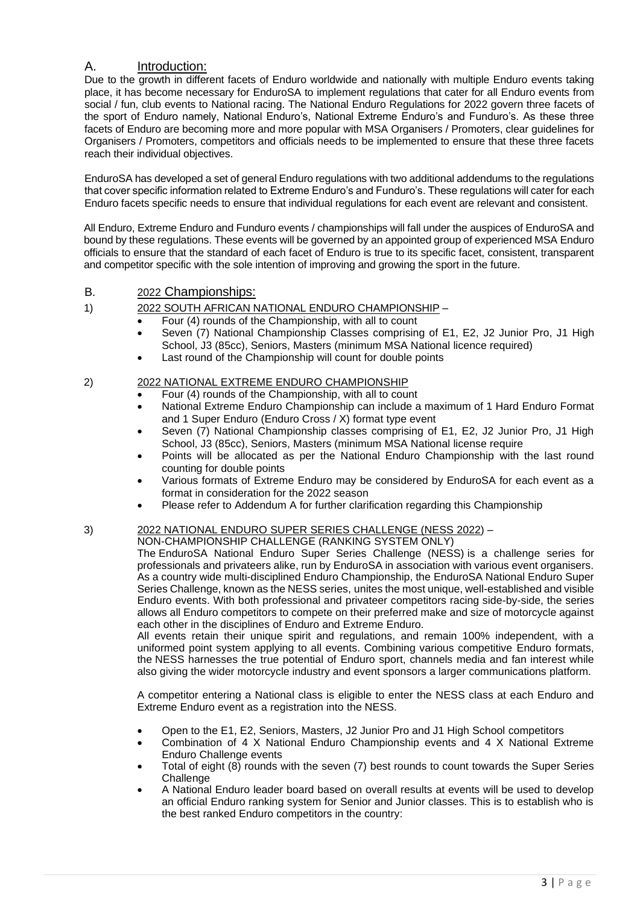## A. Introduction:

Due to the growth in different facets of Enduro worldwide and nationally with multiple Enduro events taking place, it has become necessary for EnduroSA to implement regulations that cater for all Enduro events from social / fun, club events to National racing. The National Enduro Regulations for 2022 govern three facets of the sport of Enduro namely, National Enduro's, National Extreme Enduro's and Funduro's. As these three facets of Enduro are becoming more and more popular with MSA Organisers / Promoters, clear guidelines for Organisers / Promoters, competitors and officials needs to be implemented to ensure that these three facets reach their individual objectives.

EnduroSA has developed a set of general Enduro regulations with two additional addendums to the regulations that cover specific information related to Extreme Enduro's and Funduro's. These regulations will cater for each Enduro facets specific needs to ensure that individual regulations for each event are relevant and consistent.

All Enduro, Extreme Enduro and Funduro events / championships will fall under the auspices of EnduroSA and bound by these regulations. These events will be governed by an appointed group of experienced MSA Enduro officials to ensure that the standard of each facet of Enduro is true to its specific facet, consistent, transparent and competitor specific with the sole intention of improving and growing the sport in the future.

## B. 2022 Championships:

1) 2022 SOUTH AFRICAN NATIONAL ENDURO CHAMPIONSHIP –
   - Four (4) rounds of the Championship, with all to count
   - Seven (7) National Championship Classes comprising of E1, E2, J2 Junior Pro, J1 High School, J3 (85cc), Seniors, Masters (minimum MSA National licence required)
   - Last round of the Championship will count for double points

2) 2022 NATIONAL EXTREME ENDURO CHAMPIONSHIP
   - Four (4) rounds of the Championship, with all to count
   - National Extreme Enduro Championship can include a maximum of 1 Hard Enduro Format and 1 Super Enduro (Enduro Cross / X) format type event
   - Seven (7) National Championship classes comprising of E1, E2, J2 Junior Pro, J1 High School, J3 (85cc), Seniors, Masters (minimum MSA National license require
   - Points will be allocated as per the National Enduro Championship with the last round counting for double points
   - Various formats of Extreme Enduro may be considered by EnduroSA for each event as a format in consideration for the 2022 season
   - Please refer to Addendum A for further clarification regarding this Championship

3) 2022 NATIONAL ENDURO SUPER SERIES CHALLENGE (NESS 2022) –
   NON-CHAMPIONSHIP CHALLENGE (RANKING SYSTEM ONLY)

   The EnduroSA National Enduro Super Series Challenge (NESS) is a challenge series for professionals and privateers alike, run by EnduroSA in association with various event organisers. As a country wide multi-disciplined Enduro Championship, the EnduroSA National Enduro Super Series Challenge, known as the NESS series, unites the most unique, well-established and visible Enduro events. With both professional and privateer competitors racing side-by-side, the series allows all Enduro competitors to compete on their preferred make and size of motorcycle against each other in the disciplines of Enduro and Extreme Enduro.

   All events retain their unique spirit and regulations, and remain 100% independent, with a uniformed point system applying to all events. Combining various competitive Enduro formats, the NESS harnesses the true potential of Enduro sport, channels media and fan interest while also giving the wider motorcycle industry and event sponsors a larger communications platform.

   A competitor entering a National class is eligible to enter the NESS class at each Enduro and Extreme Enduro event as a registration into the NESS.

   - Open to the E1, E2, Seniors, Masters, J2 Junior Pro and J1 High School competitors
   - Combination of 4 X National Enduro Championship events and 4 X National Extreme Enduro Challenge events
   - Total of eight (8) rounds with the seven (7) best rounds to count towards the Super Series Challenge
   - A National Enduro leader board based on overall results at events will be used to develop an official Enduro ranking system for Senior and Junior classes. This is to establish who is the best ranked Enduro competitors in the country: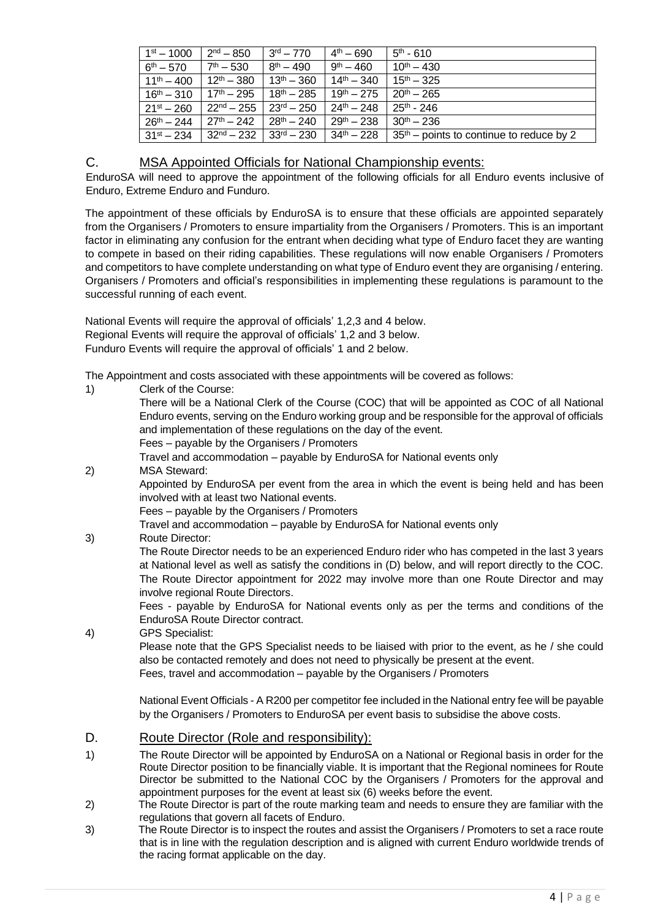| | | | | |
|---|---|---|---|---|
| 1st – 1000 | 2nd – 850 | 3rd – 770 | 4th – 690 | 5th - 610 |
| 6th – 570 | 7th – 530 | 8th – 490 | 9th – 460 | 10th – 430 |
| 11th – 400 | 12th – 380 | 13th – 360 | 14th – 340 | 15th – 325 |
| 16th – 310 | 17th – 295 | 18th – 285 | 19th – 275 | 20th – 265 |
| 21st – 260 | 22nd – 255 | 23rd – 250 | 24th – 248 | 25th - 246 |
| 26th – 244 | 27th – 242 | 28th – 240 | 29th – 238 | 30th – 236 |
| 31st – 234 | 32nd – 232 | 33rd – 230 | 34th – 228 | 35th – points to continue to reduce by 2 |

## C. MSA Appointed Officials for National Championship events:

EnduroSA will need to approve the appointment of the following officials for all Enduro events inclusive of Enduro, Extreme Enduro and Funduro.

The appointment of these officials by EnduroSA is to ensure that these officials are appointed separately from the Organisers / Promoters to ensure impartiality from the Organisers / Promoters. This is an important factor in eliminating any confusion for the entrant when deciding what type of Enduro facet they are wanting to compete in based on their riding capabilities. These regulations will now enable Organisers / Promoters and competitors to have complete understanding on what type of Enduro event they are organising / entering. Organisers / Promoters and official's responsibilities in implementing these regulations is paramount to the successful running of each event.

National Events will require the approval of officials' 1,2,3 and 4 below.
Regional Events will require the approval of officials' 1,2 and 3 below.
Funduro Events will require the approval of officials' 1 and 2 below.

The Appointment and costs associated with these appointments will be covered as follows:

1) Clerk of the Course:
   There will be a National Clerk of the Course (COC) that will be appointed as COC of all National Enduro events, serving on the Enduro working group and be responsible for the approval of officials and implementation of these regulations on the day of the event.
   Fees – payable by the Organisers / Promoters
   Travel and accommodation – payable by EnduroSA for National events only
2) MSA Steward:
   Appointed by EnduroSA per event from the area in which the event is being held and has been involved with at least two National events.
   Fees – payable by the Organisers / Promoters
   Travel and accommodation – payable by EnduroSA for National events only
3) Route Director:
   The Route Director needs to be an experienced Enduro rider who has competed in the last 3 years at National level as well as satisfy the conditions in (D) below, and will report directly to the COC. The Route Director appointment for 2022 may involve more than one Route Director and may involve regional Route Directors.
   Fees - payable by EnduroSA for National events only as per the terms and conditions of the EnduroSA Route Director contract.
4) GPS Specialist:
   Please note that the GPS Specialist needs to be liaised with prior to the event, as he / she could also be contacted remotely and does not need to physically be present at the event.
   Fees, travel and accommodation – payable by the Organisers / Promoters

   National Event Officials - A R200 per competitor fee included in the National entry fee will be payable by the Organisers / Promoters to EnduroSA per event basis to subsidise the above costs.

## D. Route Director (Role and responsibility):

1) The Route Director will be appointed by EnduroSA on a National or Regional basis in order for the Route Director position to be financially viable. It is important that the Regional nominees for Route Director be submitted to the National COC by the Organisers / Promoters for the approval and appointment purposes for the event at least six (6) weeks before the event.
2) The Route Director is part of the route marking team and needs to ensure they are familiar with the regulations that govern all facets of Enduro.
3) The Route Director is to inspect the routes and assist the Organisers / Promoters to set a race route that is in line with the regulation description and is aligned with current Enduro worldwide trends of the racing format applicable on the day.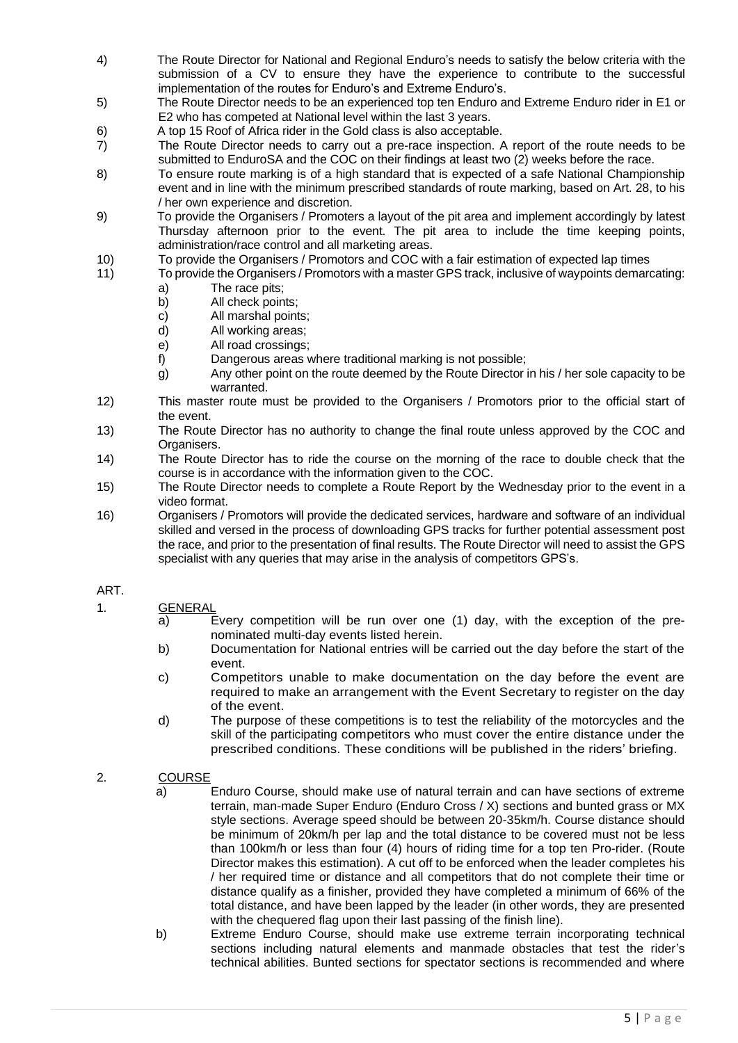4) The Route Director for National and Regional Enduro's needs to satisfy the below criteria with the submission of a CV to ensure they have the experience to contribute to the successful implementation of the routes for Enduro's and Extreme Enduro's.

5) The Route Director needs to be an experienced top ten Enduro and Extreme Enduro rider in E1 or E2 who has competed at National level within the last 3 years.

6) A top 15 Roof of Africa rider in the Gold class is also acceptable.

7) The Route Director needs to carry out a pre-race inspection. A report of the route needs to be submitted to EnduroSA and the COC on their findings at least two (2) weeks before the race.

8) To ensure route marking is of a high standard that is expected of a safe National Championship event and in line with the minimum prescribed standards of route marking, based on Art. 28, to his / her own experience and discretion.

9) To provide the Organisers / Promoters a layout of the pit area and implement accordingly by latest Thursday afternoon prior to the event. The pit area to include the time keeping points, administration/race control and all marketing areas.

10) To provide the Organisers / Promotors and COC with a fair estimation of expected lap times

11) To provide the Organisers / Promotors with a master GPS track, inclusive of waypoints demarcating:
   a) The race pits;
   b) All check points;
   c) All marshal points;
   d) All working areas;
   e) All road crossings;
   f) Dangerous areas where traditional marking is not possible;
   g) Any other point on the route deemed by the Route Director in his / her sole capacity to be warranted.

12) This master route must be provided to the Organisers / Promotors prior to the official start of the event.

13) The Route Director has no authority to change the final route unless approved by the COC and Organisers.

14) The Route Director has to ride the course on the morning of the race to double check that the course is in accordance with the information given to the COC.

15) The Route Director needs to complete a Route Report by the Wednesday prior to the event in a video format.

16) Organisers / Promotors will provide the dedicated services, hardware and software of an individual skilled and versed in the process of downloading GPS tracks for further potential assessment post the race, and prior to the presentation of final results. The Route Director will need to assist the GPS specialist with any queries that may arise in the analysis of competitors GPS's.

ART.

1. <u>GENERAL</u>
   a) Every competition will be run over one (1) day, with the exception of the pre-nominated multi-day events listed herein.
   b) Documentation for National entries will be carried out the day before the start of the event.
   c) Competitors unable to make documentation on the day before the event are required to make an arrangement with the Event Secretary to register on the day of the event.
   d) The purpose of these competitions is to test the reliability of the motorcycles and the skill of the participating competitors who must cover the entire distance under the prescribed conditions. These conditions will be published in the riders' briefing.

2. <u>COURSE</u>
   a) Enduro Course, should make use of natural terrain and can have sections of extreme terrain, man-made Super Enduro (Enduro Cross / X) sections and bunted grass or MX style sections. Average speed should be between 20-35km/h. Course distance should be minimum of 20km/h per lap and the total distance to be covered must not be less than 100km/h or less than four (4) hours of riding time for a top ten Pro-rider. (Route Director makes this estimation). A cut off to be enforced when the leader completes his / her required time or distance and all competitors that do not complete their time or distance qualify as a finisher, provided they have completed a minimum of 66% of the total distance, and have been lapped by the leader (in other words, they are presented with the chequered flag upon their last passing of the finish line).
   b) Extreme Enduro Course, should make use extreme terrain incorporating technical sections including natural elements and manmade obstacles that test the rider's technical abilities. Bunted sections for spectator sections is recommended and where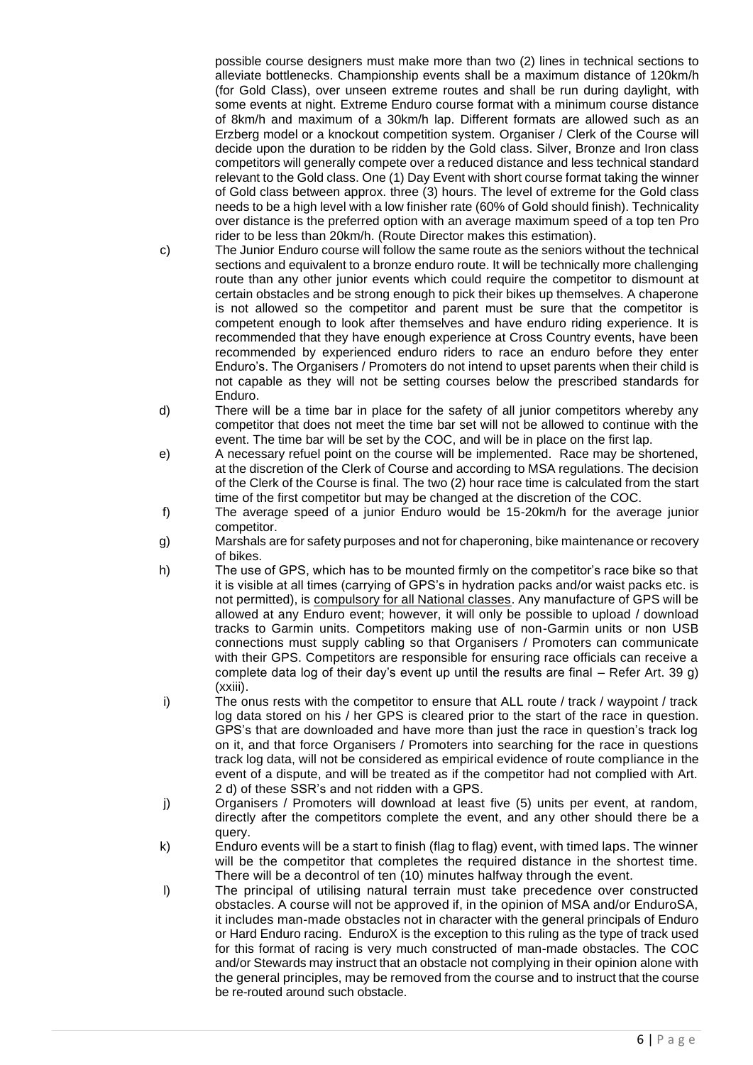possible course designers must make more than two (2) lines in technical sections to alleviate bottlenecks. Championship events shall be a maximum distance of 120km/h (for Gold Class), over unseen extreme routes and shall be run during daylight, with some events at night. Extreme Enduro course format with a minimum course distance of 8km/h and maximum of a 30km/h lap. Different formats are allowed such as an Erzberg model or a knockout competition system. Organiser / Clerk of the Course will decide upon the duration to be ridden by the Gold class. Silver, Bronze and Iron class competitors will generally compete over a reduced distance and less technical standard relevant to the Gold class. One (1) Day Event with short course format taking the winner of Gold class between approx. three (3) hours. The level of extreme for the Gold class needs to be a high level with a low finisher rate (60% of Gold should finish). Technicality over distance is the preferred option with an average maximum speed of a top ten Pro rider to be less than 20km/h. (Route Director makes this estimation).

c) The Junior Enduro course will follow the same route as the seniors without the technical sections and equivalent to a bronze enduro route. It will be technically more challenging route than any other junior events which could require the competitor to dismount at certain obstacles and be strong enough to pick their bikes up themselves. A chaperone is not allowed so the competitor and parent must be sure that the competitor is competent enough to look after themselves and have enduro riding experience. It is recommended that they have enough experience at Cross Country events, have been recommended by experienced enduro riders to race an enduro before they enter Enduro's. The Organisers / Promoters do not intend to upset parents when their child is not capable as they will not be setting courses below the prescribed standards for Enduro.

d) There will be a time bar in place for the safety of all junior competitors whereby any competitor that does not meet the time bar set will not be allowed to continue with the event. The time bar will be set by the COC, and will be in place on the first lap.

e) A necessary refuel point on the course will be implemented. Race may be shortened, at the discretion of the Clerk of Course and according to MSA regulations. The decision of the Clerk of the Course is final. The two (2) hour race time is calculated from the start time of the first competitor but may be changed at the discretion of the COC.

f) The average speed of a junior Enduro would be 15-20km/h for the average junior competitor.

g) Marshals are for safety purposes and not for chaperoning, bike maintenance or recovery of bikes.

h) The use of GPS, which has to be mounted firmly on the competitor's race bike so that it is visible at all times (carrying of GPS's in hydration packs and/or waist packs etc. is not permitted), is <u>compulsory for all National classes</u>. Any manufacture of GPS will be allowed at any Enduro event; however, it will only be possible to upload / download tracks to Garmin units. Competitors making use of non-Garmin units or non USB connections must supply cabling so that Organisers / Promoters can communicate with their GPS. Competitors are responsible for ensuring race officials can receive a complete data log of their day's event up until the results are final – Refer Art. 39 g) (xxiii).

i) The onus rests with the competitor to ensure that ALL route / track / waypoint / track log data stored on his / her GPS is cleared prior to the start of the race in question. GPS's that are downloaded and have more than just the race in question's track log on it, and that force Organisers / Promoters into searching for the race in questions track log data, will not be considered as empirical evidence of route compliance in the event of a dispute, and will be treated as if the competitor had not complied with Art. 2 d) of these SSR's and not ridden with a GPS.

j) Organisers / Promoters will download at least five (5) units per event, at random, directly after the competitors complete the event, and any other should there be a query.

k) Enduro events will be a start to finish (flag to flag) event, with timed laps. The winner will be the competitor that completes the required distance in the shortest time. There will be a decontrol of ten (10) minutes halfway through the event.

l) The principal of utilising natural terrain must take precedence over constructed obstacles. A course will not be approved if, in the opinion of MSA and/or EnduroSA, it includes man-made obstacles not in character with the general principals of Enduro or Hard Enduro racing. EnduroX is the exception to this ruling as the type of track used for this format of racing is very much constructed of man-made obstacles. The COC and/or Stewards may instruct that an obstacle not complying in their opinion alone with the general principles, may be removed from the course and to instruct that the course be re-routed around such obstacle.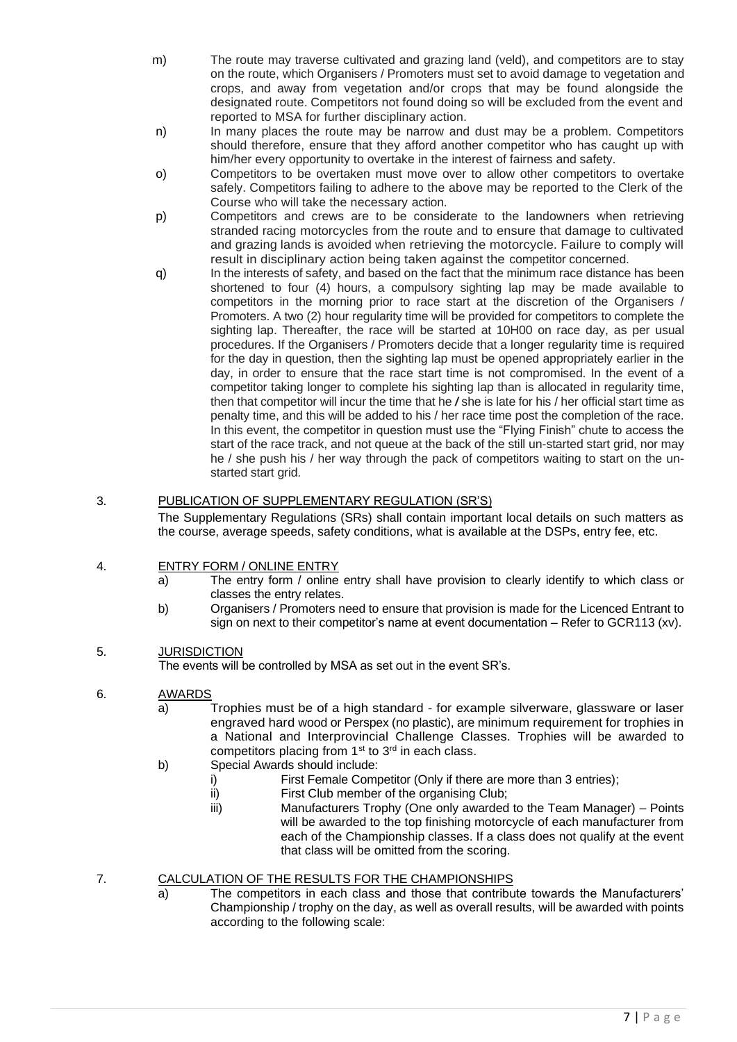m) The route may traverse cultivated and grazing land (veld), and competitors are to stay on the route, which Organisers / Promoters must set to avoid damage to vegetation and crops, and away from vegetation and/or crops that may be found alongside the designated route. Competitors not found doing so will be excluded from the event and reported to MSA for further disciplinary action.

n) In many places the route may be narrow and dust may be a problem. Competitors should therefore, ensure that they afford another competitor who has caught up with him/her every opportunity to overtake in the interest of fairness and safety.

o) Competitors to be overtaken must move over to allow other competitors to overtake safely. Competitors failing to adhere to the above may be reported to the Clerk of the Course who will take the necessary action.

p) Competitors and crews are to be considerate to the landowners when retrieving stranded racing motorcycles from the route and to ensure that damage to cultivated and grazing lands is avoided when retrieving the motorcycle. Failure to comply will result in disciplinary action being taken against the competitor concerned.

q) In the interests of safety, and based on the fact that the minimum race distance has been shortened to four (4) hours, a compulsory sighting lap may be made available to competitors in the morning prior to race start at the discretion of the Organisers / Promoters. A two (2) hour regularity time will be provided for competitors to complete the sighting lap. Thereafter, the race will be started at 10H00 on race day, as per usual procedures. If the Organisers / Promoters decide that a longer regularity time is required for the day in question, then the sighting lap must be opened appropriately earlier in the day, in order to ensure that the race start time is not compromised. In the event of a competitor taking longer to complete his sighting lap than is allocated in regularity time, then that competitor will incur the time that he / she is late for his / her official start time as penalty time, and this will be added to his / her race time post the completion of the race. In this event, the competitor in question must use the "Flying Finish" chute to access the start of the race track, and not queue at the back of the still un-started start grid, nor may he / she push his / her way through the pack of competitors waiting to start on the un-started start grid.

## 3. PUBLICATION OF SUPPLEMENTARY REGULATION (SR'S)

The Supplementary Regulations (SRs) shall contain important local details on such matters as the course, average speeds, safety conditions, what is available at the DSPs, entry fee, etc.

## 4. ENTRY FORM / ONLINE ENTRY

a) The entry form / online entry shall have provision to clearly identify to which class or classes the entry relates.

b) Organisers / Promoters need to ensure that provision is made for the Licenced Entrant to sign on next to their competitor's name at event documentation – Refer to GCR113 (xv).

## 5. JURISDICTION

The events will be controlled by MSA as set out in the event SR's.

## 6. AWARDS

a) Trophies must be of a high standard - for example silverware, glassware or laser engraved hard wood or Perspex (no plastic), are minimum requirement for trophies in a National and Interprovincial Challenge Classes. Trophies will be awarded to competitors placing from 1st to 3rd in each class.

b) Special Awards should include:
   - i) First Female Competitor (Only if there are more than 3 entries);
   - ii) First Club member of the organising Club;
   - iii) Manufacturers Trophy (One only awarded to the Team Manager) – Points will be awarded to the top finishing motorcycle of each manufacturer from each of the Championship classes. If a class does not qualify at the event that class will be omitted from the scoring.

## 7. CALCULATION OF THE RESULTS FOR THE CHAMPIONSHIPS

a) The competitors in each class and those that contribute towards the Manufacturers' Championship / trophy on the day, as well as overall results, will be awarded with points according to the following scale: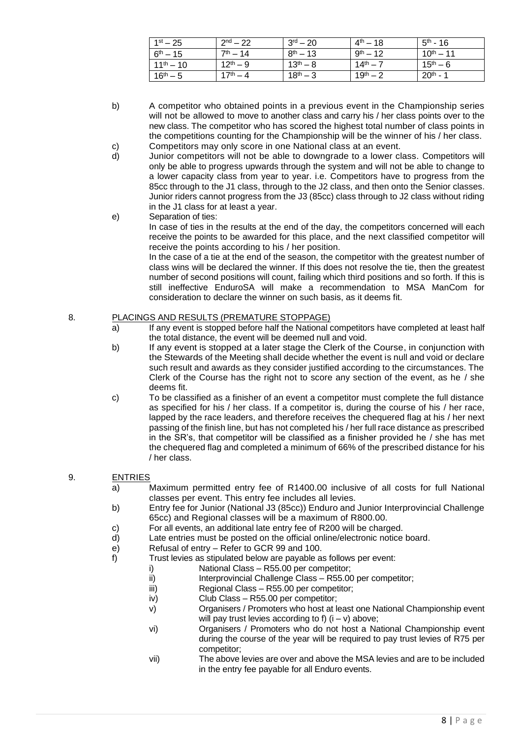| 1st – 25 | 2nd – 22 | 3rd – 20 | 4th – 18 | 5th - 16 |
|---|---|---|---|---|
| 6th – 15 | 7th – 14 | 8th – 13 | 9th – 12 | 10th – 11 |
| 11th – 10 | 12th – 9 | 13th – 8 | 14th – 7 | 15th – 6 |
| 16th – 5 | 17th – 4 | 18th – 3 | 19th – 2 | 20th - 1 |

b) A competitor who obtained points in a previous event in the Championship series will not be allowed to move to another class and carry his / her class points over to the new class. The competitor who has scored the highest total number of class points in the competitions counting for the Championship will be the winner of his / her class.

c) Competitors may only score in one National class at an event.

d) Junior competitors will not be able to downgrade to a lower class. Competitors will only be able to progress upwards through the system and will not be able to change to a lower capacity class from year to year. i.e. Competitors have to progress from the 85cc through to the J1 class, through to the J2 class, and then onto the Senior classes. Junior riders cannot progress from the J3 (85cc) class through to J2 class without riding in the J1 class for at least a year.

e) Separation of ties:
In case of ties in the results at the end of the day, the competitors concerned will each receive the points to be awarded for this place, and the next classified competitor will receive the points according to his / her position.
In the case of a tie at the end of the season, the competitor with the greatest number of class wins will be declared the winner. If this does not resolve the tie, then the greatest number of second positions will count, failing which third positions and so forth. If this is still ineffective EnduroSA will make a recommendation to MSA ManCom for consideration to declare the winner on such basis, as it deems fit.

## 8. PLACINGS AND RESULTS (PREMATURE STOPPAGE)

a) If any event is stopped before half the National competitors have completed at least half the total distance, the event will be deemed null and void.

b) If any event is stopped at a later stage the Clerk of the Course, in conjunction with the Stewards of the Meeting shall decide whether the event is null and void or declare such result and awards as they consider justified according to the circumstances. The Clerk of the Course has the right not to score any section of the event, as he / she deems fit.

c) To be classified as a finisher of an event a competitor must complete the full distance as specified for his / her class. If a competitor is, during the course of his / her race, lapped by the race leaders, and therefore receives the chequered flag at his / her next passing of the finish line, but has not completed his / her full race distance as prescribed in the SR's, that competitor will be classified as a finisher provided he / she has met the chequered flag and completed a minimum of 66% of the prescribed distance for his / her class.

## 9. ENTRIES

a) Maximum permitted entry fee of R1400.00 inclusive of all costs for full National classes per event. This entry fee includes all levies.

b) Entry fee for Junior (National J3 (85cc)) Enduro and Junior Interprovincial Challenge 65cc) and Regional classes will be a maximum of R800.00.

c) For all events, an additional late entry fee of R200 will be charged.

d) Late entries must be posted on the official online/electronic notice board.

e) Refusal of entry – Refer to GCR 99 and 100.

f) Trust levies as stipulated below are payable as follows per event:
   i) National Class – R55.00 per competitor;
   ii) Interprovincial Challenge Class – R55.00 per competitor;
   iii) Regional Class – R55.00 per competitor;
   iv) Club Class – R55.00 per competitor;
   v) Organisers / Promoters who host at least one National Championship event will pay trust levies according to f) (i – v) above;
   vi) Organisers / Promoters who do not host a National Championship event during the course of the year will be required to pay trust levies of R75 per competitor;
   vii) The above levies are over and above the MSA levies and are to be included in the entry fee payable for all Enduro events.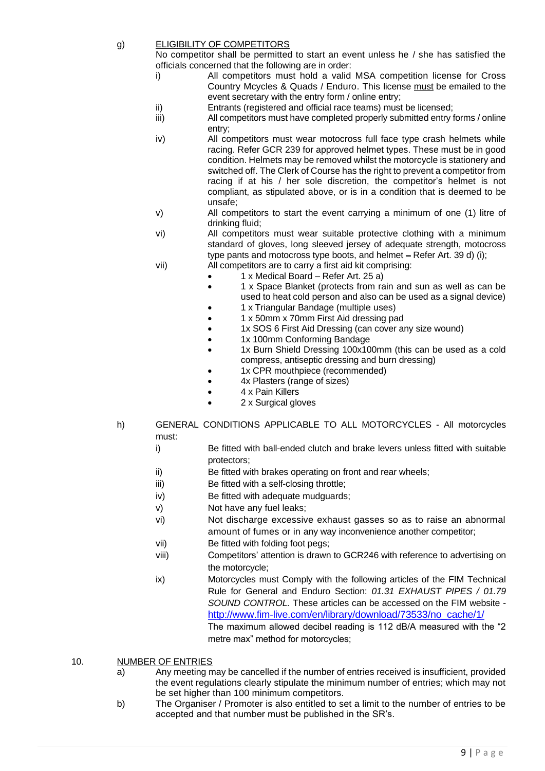g) <u>ELIGIBILITY OF COMPETITORS</u>

No competitor shall be permitted to start an event unless he / she has satisfied the officials concerned that the following are in order:

i) All competitors must hold a valid MSA competition license for Cross Country Mcycles & Quads / Enduro. This license <u>must</u> be emailed to the event secretary with the entry form / online entry;

ii) Entrants (registered and official race teams) must be licensed;

iii) All competitors must have completed properly submitted entry forms / online entry;

iv) All competitors must wear motocross full face type crash helmets while racing. Refer GCR 239 for approved helmet types. These must be in good condition. Helmets may be removed whilst the motorcycle is stationery and switched off. The Clerk of Course has the right to prevent a competitor from racing if at his / her sole discretion, the competitor's helmet is not compliant, as stipulated above, or is in a condition that is deemed to be unsafe;

v) All competitors to start the event carrying a minimum of one (1) litre of drinking fluid;

vi) All competitors must wear suitable protective clothing with a minimum standard of gloves, long sleeved jersey of adequate strength, motocross type pants and motocross type boots, and helmet – Refer Art. 39 d) (i);

vii) All competitors are to carry a first aid kit comprising:

- 1 x Medical Board – Refer Art. 25 a)
- 1 x Space Blanket (protects from rain and sun as well as can be used to heat cold person and also can be used as a signal device)
- 1 x Triangular Bandage (multiple uses)
- 1 x 50mm x 70mm First Aid dressing pad
- 1x SOS 6 First Aid Dressing (can cover any size wound)
- 1x 100mm Conforming Bandage
- 1x Burn Shield Dressing 100x100mm (this can be used as a cold compress, antiseptic dressing and burn dressing)
- 1x CPR mouthpiece (recommended)
- 4x Plasters (range of sizes)
- 4 x Pain Killers
- 2 x Surgical gloves

h) GENERAL CONDITIONS APPLICABLE TO ALL MOTORCYCLES - All motorcycles must:

i) Be fitted with ball-ended clutch and brake levers unless fitted with suitable protectors;

ii) Be fitted with brakes operating on front and rear wheels;

iii) Be fitted with a self-closing throttle;

iv) Be fitted with adequate mudguards;

v) Not have any fuel leaks;

vi) Not discharge excessive exhaust gasses so as to raise an abnormal amount of fumes or in any way inconvenience another competitor;

vii) Be fitted with folding foot pegs;

viii) Competitors' attention is drawn to GCR246 with reference to advertising on the motorcycle;

ix) Motorcycles must Comply with the following articles of the FIM Technical Rule for General and Enduro Section: *01.31 EXHAUST PIPES / 01.79 SOUND CONTROL.* These articles can be accessed on the FIM website - http://www.fim-live.com/en/library/download/73533/no_cache/1/

The maximum allowed decibel reading is 112 dB/A measured with the "2 metre max" method for motorcycles;

10. <u>NUMBER OF ENTRIES</u>

a) Any meeting may be cancelled if the number of entries received is insufficient, provided the event regulations clearly stipulate the minimum number of entries; which may not be set higher than 100 minimum competitors.

b) The Organiser / Promoter is also entitled to set a limit to the number of entries to be accepted and that number must be published in the SR's.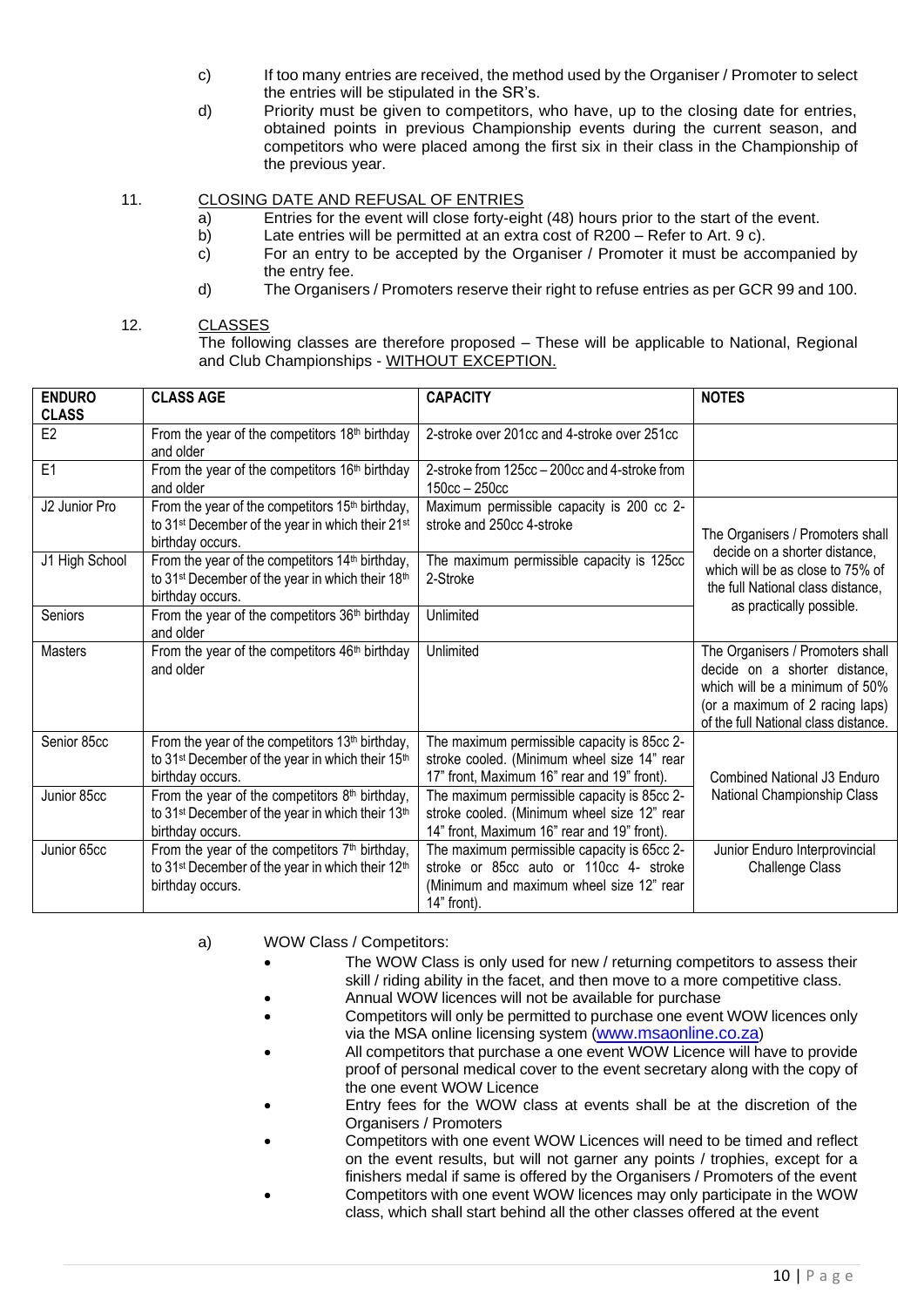c) If too many entries are received, the method used by the Organiser / Promoter to select the entries will be stipulated in the SR's.

d) Priority must be given to competitors, who have, up to the closing date for entries, obtained points in previous Championship events during the current season, and competitors who were placed among the first six in their class in the Championship of the previous year.

11. CLOSING DATE AND REFUSAL OF ENTRIES

a) Entries for the event will close forty-eight (48) hours prior to the start of the event.

b) Late entries will be permitted at an extra cost of R200 – Refer to Art. 9 c).

c) For an entry to be accepted by the Organiser / Promoter it must be accompanied by the entry fee.

d) The Organisers / Promoters reserve their right to refuse entries as per GCR 99 and 100.

12. CLASSES

The following classes are therefore proposed – These will be applicable to National, Regional and Club Championships - WITHOUT EXCEPTION.

| ENDURO CLASS | CLASS AGE | CAPACITY | NOTES |
|---|---|---|---|
| E2 | From the year of the competitors 18th birthday and older | 2-stroke over 201cc and 4-stroke over 251cc | |
| E1 | From the year of the competitors 16th birthday and older | 2-stroke from 125cc – 200cc and 4-stroke from 150cc – 250cc | |
| J2 Junior Pro | From the year of the competitors 15th birthday, to 31st December of the year in which their 21st birthday occurs. | Maximum permissible capacity is 200 cc 2-stroke and 250cc 4-stroke | The Organisers / Promoters shall decide on a shorter distance, which will be as close to 75% of the full National class distance, as practically possible. |
| J1 High School | From the year of the competitors 14th birthday, to 31st December of the year in which their 18th birthday occurs. | The maximum permissible capacity is 125cc 2-Stroke | |
| Seniors | From the year of the competitors 36th birthday and older | Unlimited | |
| Masters | From the year of the competitors 46th birthday and older | Unlimited | The Organisers / Promoters shall decide on a shorter distance, which will be a minimum of 50% (or a maximum of 2 racing laps) of the full National class distance. |
| Senior 85cc | From the year of the competitors 13th birthday, to 31st December of the year in which their 15th birthday occurs. | The maximum permissible capacity is 85cc 2-stroke cooled. (Minimum wheel size 14" rear 17" front, Maximum 16" rear and 19" front). | Combined National J3 Enduro National Championship Class |
| Junior 85cc | From the year of the competitors 8th birthday, to 31st December of the year in which their 13th birthday occurs. | The maximum permissible capacity is 85cc 2-stroke cooled. (Minimum wheel size 12" rear 14" front, Maximum 16" rear and 19" front). | |
| Junior 65cc | From the year of the competitors 7th birthday, to 31st December of the year in which their 12th birthday occurs. | The maximum permissible capacity is 65cc 2-stroke or 85cc auto or 110cc 4- stroke (Minimum and maximum wheel size 12" rear 14" front). | Junior Enduro Interprovincial Challenge Class |

a) WOW Class / Competitors:

- The WOW Class is only used for new / returning competitors to assess their skill / riding ability in the facet, and then move to a more competitive class.
- Annual WOW licences will not be available for purchase
- Competitors will only be permitted to purchase one event WOW licences only via the MSA online licensing system (www.msaonline.co.za)
- All competitors that purchase a one event WOW Licence will have to provide proof of personal medical cover to the event secretary along with the copy of the one event WOW Licence
- Entry fees for the WOW class at events shall be at the discretion of the Organisers / Promoters
- Competitors with one event WOW Licences will need to be timed and reflect on the event results, but will not garner any points / trophies, except for a finishers medal if same is offered by the Organisers / Promoters of the event
- Competitors with one event WOW licences may only participate in the WOW class, which shall start behind all the other classes offered at the event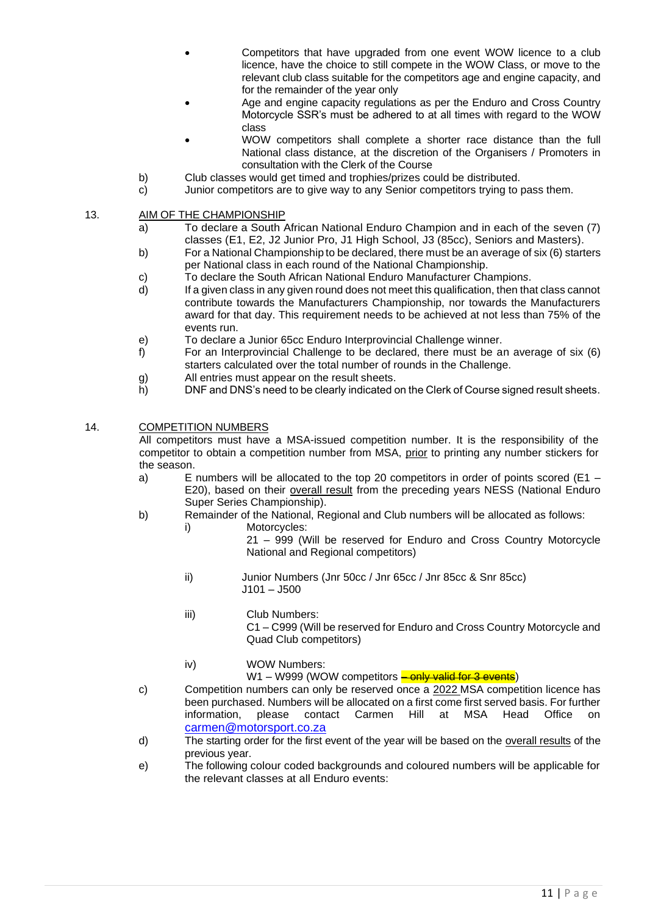- Competitors that have upgraded from one event WOW licence to a club licence, have the choice to still compete in the WOW Class, or move to the relevant club class suitable for the competitors age and engine capacity, and for the remainder of the year only
- Age and engine capacity regulations as per the Enduro and Cross Country Motorcycle SSR's must be adhered to at all times with regard to the WOW class
- WOW competitors shall complete a shorter race distance than the full National class distance, at the discretion of the Organisers / Promoters in consultation with the Clerk of the Course

b) Club classes would get timed and trophies/prizes could be distributed.

c) Junior competitors are to give way to any Senior competitors trying to pass them.

## 13. AIM OF THE CHAMPIONSHIP

a) To declare a South African National Enduro Champion and in each of the seven (7) classes (E1, E2, J2 Junior Pro, J1 High School, J3 (85cc), Seniors and Masters).

b) For a National Championship to be declared, there must be an average of six (6) starters per National class in each round of the National Championship.

c) To declare the South African National Enduro Manufacturer Champions.

d) If a given class in any given round does not meet this qualification, then that class cannot contribute towards the Manufacturers Championship, nor towards the Manufacturers award for that day. This requirement needs to be achieved at not less than 75% of the events run.

e) To declare a Junior 65cc Enduro Interprovincial Challenge winner.

f) For an Interprovincial Challenge to be declared, there must be an average of six (6) starters calculated over the total number of rounds in the Challenge.

g) All entries must appear on the result sheets.

h) DNF and DNS's need to be clearly indicated on the Clerk of Course signed result sheets.

## 14. COMPETITION NUMBERS

All competitors must have a MSA-issued competition number. It is the responsibility of the competitor to obtain a competition number from MSA, prior to printing any number stickers for the season.

a) E numbers will be allocated to the top 20 competitors in order of points scored (E1 – E20), based on their overall result from the preceding years NESS (National Enduro Super Series Championship).

b) Remainder of the National, Regional and Club numbers will be allocated as follows:

   i) Motorcycles:
   21 – 999 (Will be reserved for Enduro and Cross Country Motorcycle National and Regional competitors)

   ii) Junior Numbers (Jnr 50cc / Jnr 65cc / Jnr 85cc & Snr 85cc)
   J101 – J500

   iii) Club Numbers:
   C1 – C999 (Will be reserved for Enduro and Cross Country Motorcycle and Quad Club competitors)

   iv) WOW Numbers:
   W1 – W999 (WOW competitors ~~– only valid for 3 events~~)

c) Competition numbers can only be reserved once a 2022 MSA competition licence has been purchased. Numbers will be allocated on a first come first served basis. For further information, please contact Carmen Hill at MSA Head Office on carmen@motorsport.co.za

d) The starting order for the first event of the year will be based on the overall results of the previous year.

e) The following colour coded backgrounds and coloured numbers will be applicable for the relevant classes at all Enduro events: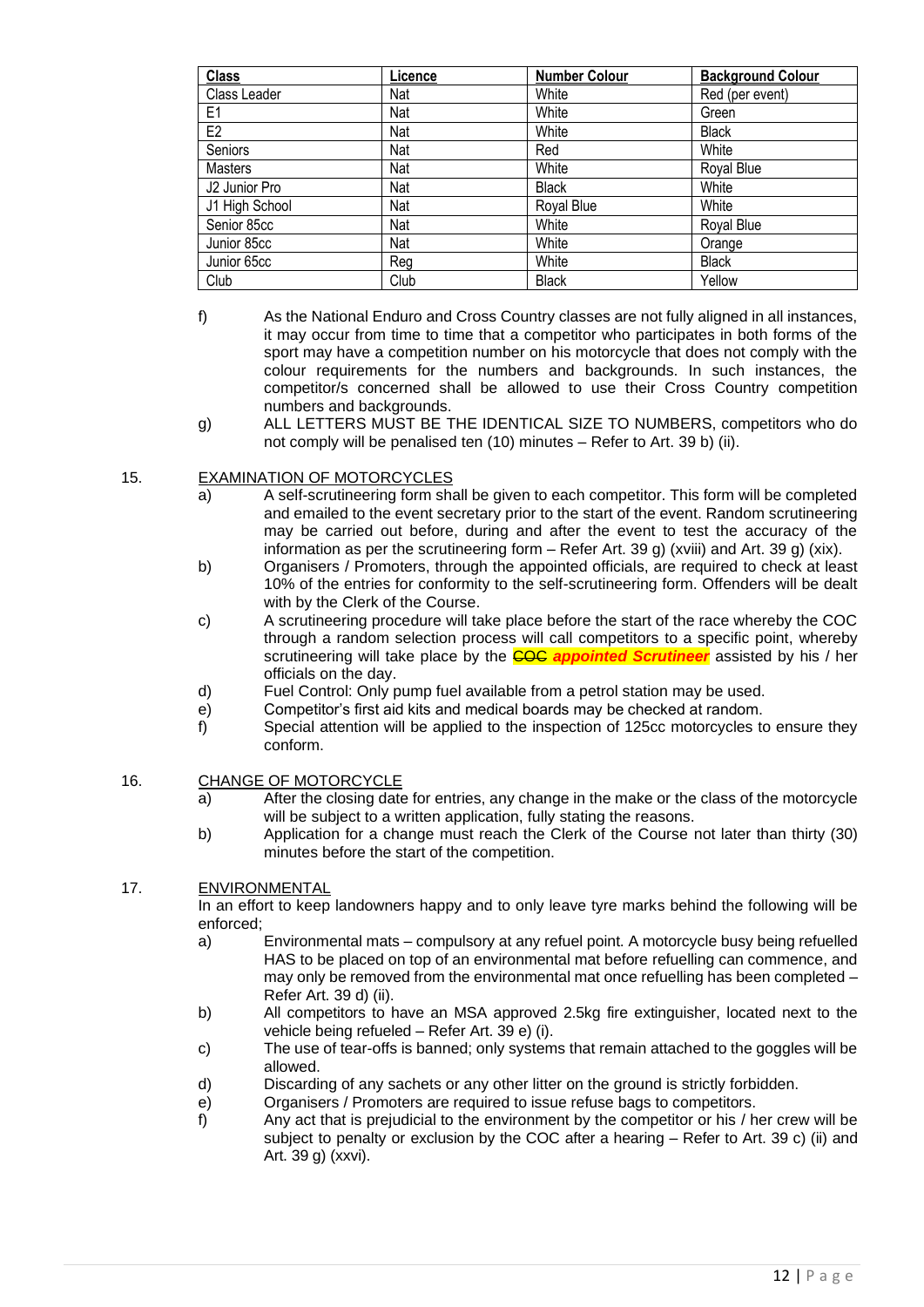| Class | Licence | Number Colour | Background Colour |
|---|---|---|---|
| Class Leader | Nat | White | Red (per event) |
| E1 | Nat | White | Green |
| E2 | Nat | White | Black |
| Seniors | Nat | Red | White |
| Masters | Nat | White | Royal Blue |
| J2 Junior Pro | Nat | Black | White |
| J1 High School | Nat | Royal Blue | White |
| Senior 85cc | Nat | White | Royal Blue |
| Junior 85cc | Nat | White | Orange |
| Junior 65cc | Reg | White | Black |
| Club | Club | Black | Yellow |

f) As the National Enduro and Cross Country classes are not fully aligned in all instances, it may occur from time to time that a competitor who participates in both forms of the sport may have a competition number on his motorcycle that does not comply with the colour requirements for the numbers and backgrounds. In such instances, the competitor/s concerned shall be allowed to use their Cross Country competition numbers and backgrounds.

g) ALL LETTERS MUST BE THE IDENTICAL SIZE TO NUMBERS, competitors who do not comply will be penalised ten (10) minutes – Refer to Art. 39 b) (ii).

## 15. EXAMINATION OF MOTORCYCLES

a) A self-scrutineering form shall be given to each competitor. This form will be completed and emailed to the event secretary prior to the start of the event. Random scrutineering may be carried out before, during and after the event to test the accuracy of the information as per the scrutineering form – Refer Art. 39 g) (xviii) and Art. 39 g) (xix).

b) Organisers / Promoters, through the appointed officials, are required to check at least 10% of the entries for conformity to the self-scrutineering form. Offenders will be dealt with by the Clerk of the Course.

c) A scrutineering procedure will take place before the start of the race whereby the COC through a random selection process will call competitors to a specific point, whereby scrutineering will take place by the ~~COC~~ ***appointed Scrutineer*** assisted by his / her officials on the day.

d) Fuel Control: Only pump fuel available from a petrol station may be used.

e) Competitor's first aid kits and medical boards may be checked at random.

f) Special attention will be applied to the inspection of 125cc motorcycles to ensure they conform.

## 16. CHANGE OF MOTORCYCLE

a) After the closing date for entries, any change in the make or the class of the motorcycle will be subject to a written application, fully stating the reasons.

b) Application for a change must reach the Clerk of the Course not later than thirty (30) minutes before the start of the competition.

## 17. ENVIRONMENTAL

In an effort to keep landowners happy and to only leave tyre marks behind the following will be enforced;

a) Environmental mats – compulsory at any refuel point. A motorcycle busy being refuelled HAS to be placed on top of an environmental mat before refuelling can commence, and may only be removed from the environmental mat once refuelling has been completed – Refer Art. 39 d) (ii).

b) All competitors to have an MSA approved 2.5kg fire extinguisher, located next to the vehicle being refueled – Refer Art. 39 e) (i).

c) The use of tear-offs is banned; only systems that remain attached to the goggles will be allowed.

d) Discarding of any sachets or any other litter on the ground is strictly forbidden.

e) Organisers / Promoters are required to issue refuse bags to competitors.

f) Any act that is prejudicial to the environment by the competitor or his / her crew will be subject to penalty or exclusion by the COC after a hearing – Refer to Art. 39 c) (ii) and Art. 39 g) (xxvi).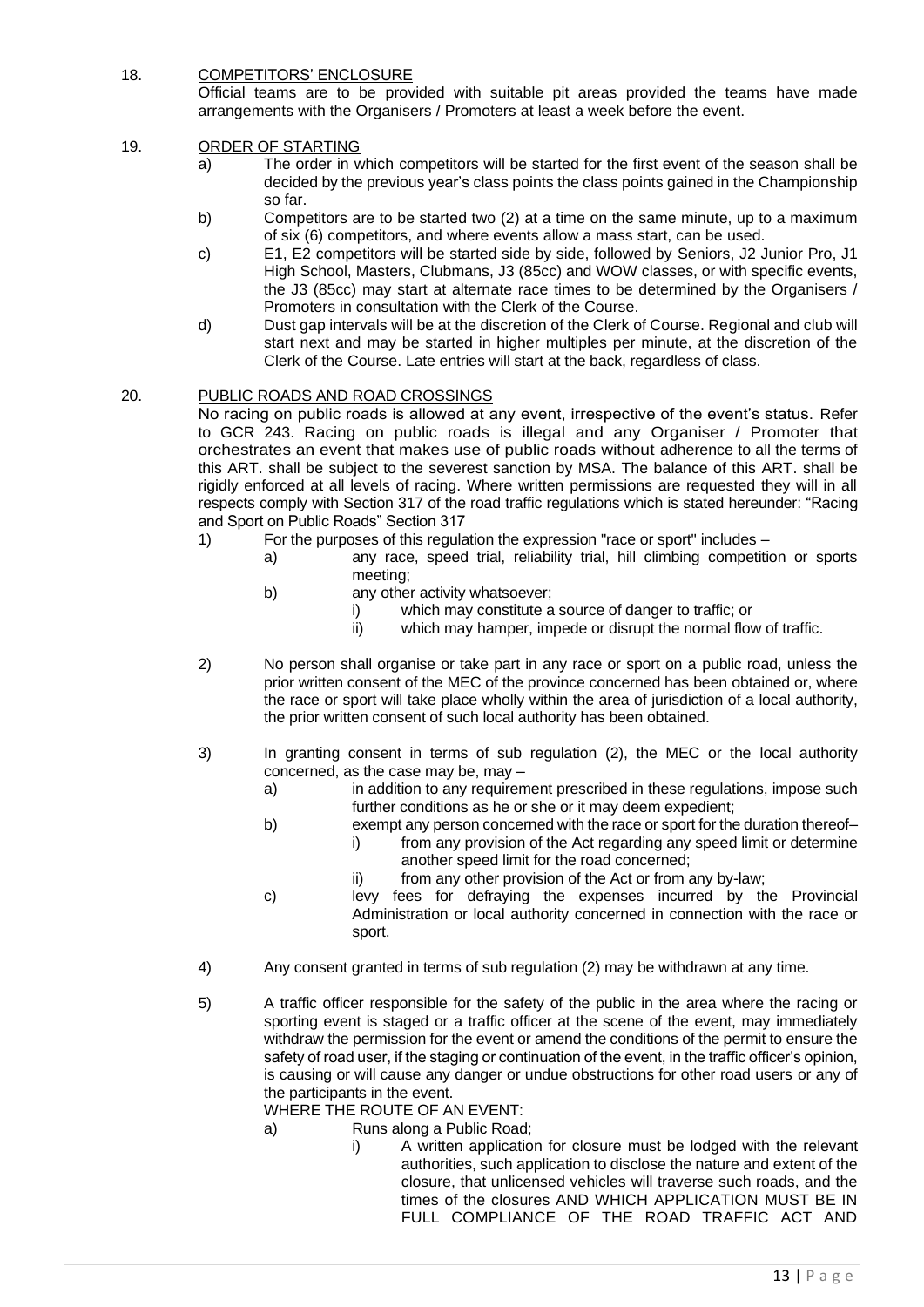18. COMPETITORS' ENCLOSURE

Official teams are to be provided with suitable pit areas provided the teams have made arrangements with the Organisers / Promoters at least a week before the event.

19. ORDER OF STARTING

a) The order in which competitors will be started for the first event of the season shall be decided by the previous year's class points the class points gained in the Championship so far.

b) Competitors are to be started two (2) at a time on the same minute, up to a maximum of six (6) competitors, and where events allow a mass start, can be used.

c) E1, E2 competitors will be started side by side, followed by Seniors, J2 Junior Pro, J1 High School, Masters, Clubmans, J3 (85cc) and WOW classes, or with specific events, the J3 (85cc) may start at alternate race times to be determined by the Organisers / Promoters in consultation with the Clerk of the Course.

d) Dust gap intervals will be at the discretion of the Clerk of Course. Regional and club will start next and may be started in higher multiples per minute, at the discretion of the Clerk of the Course. Late entries will start at the back, regardless of class.

20. PUBLIC ROADS AND ROAD CROSSINGS

No racing on public roads is allowed at any event, irrespective of the event's status. Refer to GCR 243. Racing on public roads is illegal and any Organiser / Promoter that orchestrates an event that makes use of public roads without adherence to all the terms of this ART. shall be subject to the severest sanction by MSA. The balance of this ART. shall be rigidly enforced at all levels of racing. Where written permissions are requested they will in all respects comply with Section 317 of the road traffic regulations which is stated hereunder: "Racing and Sport on Public Roads" Section 317

1) For the purposes of this regulation the expression "race or sport" includes –
   - a) any race, speed trial, reliability trial, hill climbing competition or sports meeting;
   - b) any other activity whatsoever;
     - i) which may constitute a source of danger to traffic; or
     - ii) which may hamper, impede or disrupt the normal flow of traffic.

2) No person shall organise or take part in any race or sport on a public road, unless the prior written consent of the MEC of the province concerned has been obtained or, where the race or sport will take place wholly within the area of jurisdiction of a local authority, the prior written consent of such local authority has been obtained.

3) In granting consent in terms of sub regulation (2), the MEC or the local authority concerned, as the case may be, may –
   - a) in addition to any requirement prescribed in these regulations, impose such further conditions as he or she or it may deem expedient;
   - b) exempt any person concerned with the race or sport for the duration thereof–
     - i) from any provision of the Act regarding any speed limit or determine another speed limit for the road concerned;
     - ii) from any other provision of the Act or from any by-law;
   - c) levy fees for defraying the expenses incurred by the Provincial Administration or local authority concerned in connection with the race or sport.

4) Any consent granted in terms of sub regulation (2) may be withdrawn at any time.

5) A traffic officer responsible for the safety of the public in the area where the racing or sporting event is staged or a traffic officer at the scene of the event, may immediately withdraw the permission for the event or amend the conditions of the permit to ensure the safety of road user, if the staging or continuation of the event, in the traffic officer's opinion, is causing or will cause any danger or undue obstructions for other road users or any of the participants in the event.

WHERE THE ROUTE OF AN EVENT:

- a) Runs along a Public Road;
  - i) A written application for closure must be lodged with the relevant authorities, such application to disclose the nature and extent of the closure, that unlicensed vehicles will traverse such roads, and the times of the closures AND WHICH APPLICATION MUST BE IN FULL COMPLIANCE OF THE ROAD TRAFFIC ACT AND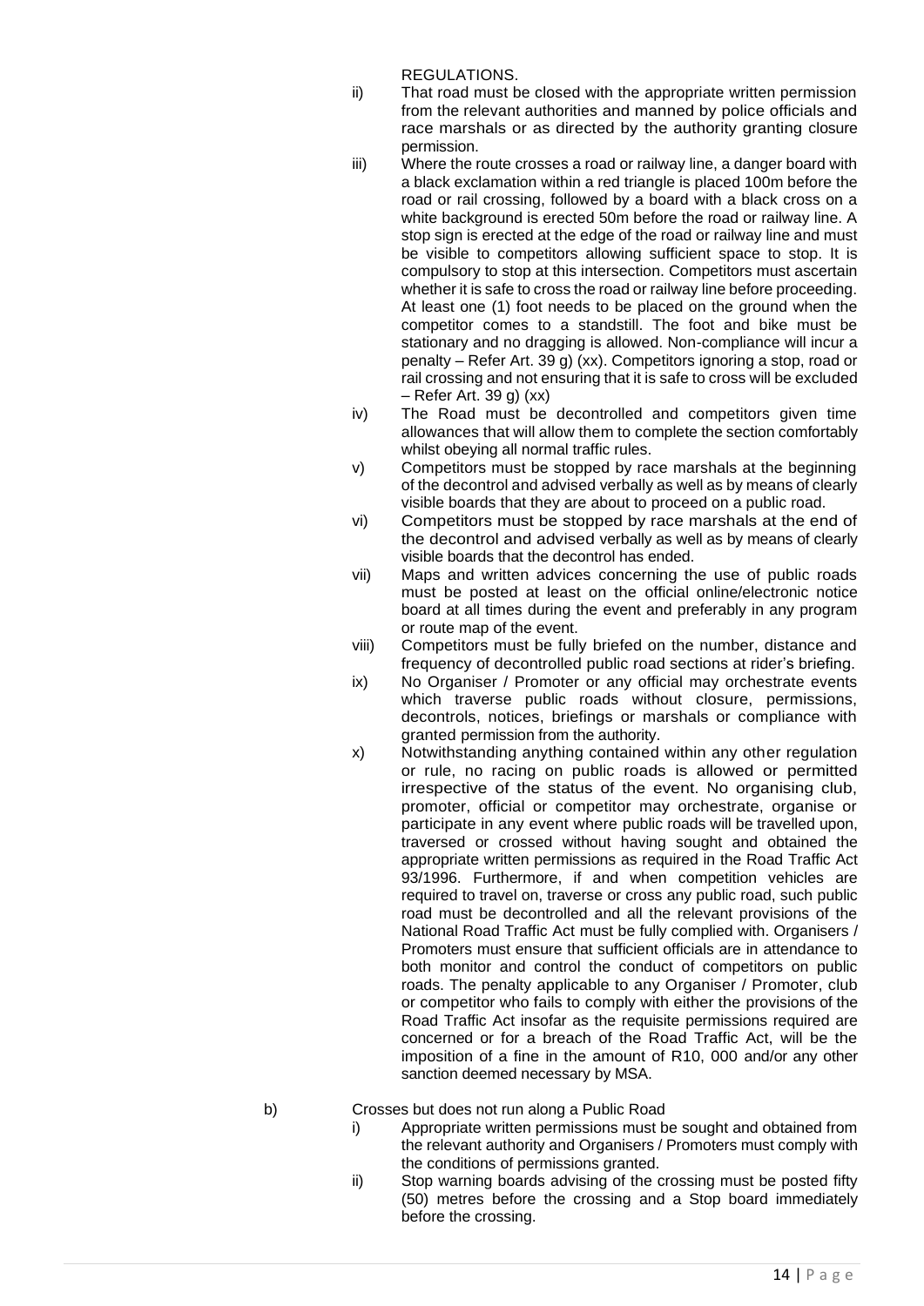REGULATIONS.

ii) That road must be closed with the appropriate written permission from the relevant authorities and manned by police officials and race marshals or as directed by the authority granting closure permission.

iii) Where the route crosses a road or railway line, a danger board with a black exclamation within a red triangle is placed 100m before the road or rail crossing, followed by a board with a black cross on a white background is erected 50m before the road or railway line. A stop sign is erected at the edge of the road or railway line and must be visible to competitors allowing sufficient space to stop. It is compulsory to stop at this intersection. Competitors must ascertain whether it is safe to cross the road or railway line before proceeding. At least one (1) foot needs to be placed on the ground when the competitor comes to a standstill. The foot and bike must be stationary and no dragging is allowed. Non-compliance will incur a penalty – Refer Art. 39 g) (xx). Competitors ignoring a stop, road or rail crossing and not ensuring that it is safe to cross will be excluded – Refer Art. 39 g) (xx)

iv) The Road must be decontrolled and competitors given time allowances that will allow them to complete the section comfortably whilst obeying all normal traffic rules.

v) Competitors must be stopped by race marshals at the beginning of the decontrol and advised verbally as well as by means of clearly visible boards that they are about to proceed on a public road.

vi) Competitors must be stopped by race marshals at the end of the decontrol and advised verbally as well as by means of clearly visible boards that the decontrol has ended.

vii) Maps and written advices concerning the use of public roads must be posted at least on the official online/electronic notice board at all times during the event and preferably in any program or route map of the event.

viii) Competitors must be fully briefed on the number, distance and frequency of decontrolled public road sections at rider's briefing.

ix) No Organiser / Promoter or any official may orchestrate events which traverse public roads without closure, permissions, decontrols, notices, briefings or marshals or compliance with granted permission from the authority.

x) Notwithstanding anything contained within any other regulation or rule, no racing on public roads is allowed or permitted irrespective of the status of the event. No organising club, promoter, official or competitor may orchestrate, organise or participate in any event where public roads will be travelled upon, traversed or crossed without having sought and obtained the appropriate written permissions as required in the Road Traffic Act 93/1996. Furthermore, if and when competition vehicles are required to travel on, traverse or cross any public road, such public road must be decontrolled and all the relevant provisions of the National Road Traffic Act must be fully complied with. Organisers / Promoters must ensure that sufficient officials are in attendance to both monitor and control the conduct of competitors on public roads. The penalty applicable to any Organiser / Promoter, club or competitor who fails to comply with either the provisions of the Road Traffic Act insofar as the requisite permissions required are concerned or for a breach of the Road Traffic Act, will be the imposition of a fine in the amount of R10, 000 and/or any other sanction deemed necessary by MSA.

b) Crosses but does not run along a Public Road

i) Appropriate written permissions must be sought and obtained from the relevant authority and Organisers / Promoters must comply with the conditions of permissions granted.

ii) Stop warning boards advising of the crossing must be posted fifty (50) metres before the crossing and a Stop board immediately before the crossing.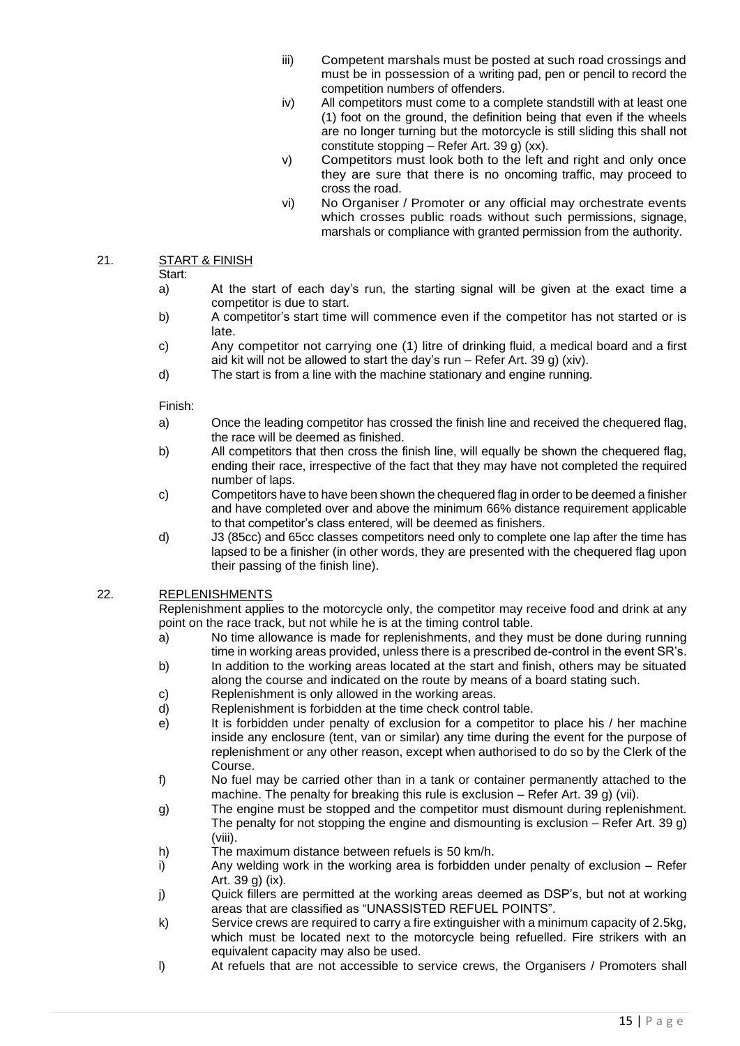iii) Competent marshals must be posted at such road crossings and must be in possession of a writing pad, pen or pencil to record the competition numbers of offenders.

iv) All competitors must come to a complete standstill with at least one (1) foot on the ground, the definition being that even if the wheels are no longer turning but the motorcycle is still sliding this shall not constitute stopping – Refer Art. 39 g) (xx).

v) Competitors must look both to the left and right and only once they are sure that there is no oncoming traffic, may proceed to cross the road.

vi) No Organiser / Promoter or any official may orchestrate events which crosses public roads without such permissions, signage, marshals or compliance with granted permission from the authority.

## 21. START & FINISH

Start:

a) At the start of each day's run, the starting signal will be given at the exact time a competitor is due to start.

b) A competitor's start time will commence even if the competitor has not started or is late.

c) Any competitor not carrying one (1) litre of drinking fluid, a medical board and a first aid kit will not be allowed to start the day's run – Refer Art. 39 g) (xiv).

d) The start is from a line with the machine stationary and engine running.

Finish:

a) Once the leading competitor has crossed the finish line and received the chequered flag, the race will be deemed as finished.

b) All competitors that then cross the finish line, will equally be shown the chequered flag, ending their race, irrespective of the fact that they may have not completed the required number of laps.

c) Competitors have to have been shown the chequered flag in order to be deemed a finisher and have completed over and above the minimum 66% distance requirement applicable to that competitor's class entered, will be deemed as finishers.

d) J3 (85cc) and 65cc classes competitors need only to complete one lap after the time has lapsed to be a finisher (in other words, they are presented with the chequered flag upon their passing of the finish line).

## 22. REPLENISHMENTS

Replenishment applies to the motorcycle only, the competitor may receive food and drink at any point on the race track, but not while he is at the timing control table.

a) No time allowance is made for replenishments, and they must be done during running time in working areas provided, unless there is a prescribed de-control in the event SR's.

b) In addition to the working areas located at the start and finish, others may be situated along the course and indicated on the route by means of a board stating such.

c) Replenishment is only allowed in the working areas.

d) Replenishment is forbidden at the time check control table.

e) It is forbidden under penalty of exclusion for a competitor to place his / her machine inside any enclosure (tent, van or similar) any time during the event for the purpose of replenishment or any other reason, except when authorised to do so by the Clerk of the Course.

f) No fuel may be carried other than in a tank or container permanently attached to the machine. The penalty for breaking this rule is exclusion – Refer Art. 39 g) (vii).

g) The engine must be stopped and the competitor must dismount during replenishment. The penalty for not stopping the engine and dismounting is exclusion – Refer Art. 39 g) (viii).

h) The maximum distance between refuels is 50 km/h.

i) Any welding work in the working area is forbidden under penalty of exclusion – Refer Art. 39 g) (ix).

j) Quick fillers are permitted at the working areas deemed as DSP's, but not at working areas that are classified as "UNASSISTED REFUEL POINTS".

k) Service crews are required to carry a fire extinguisher with a minimum capacity of 2.5kg, which must be located next to the motorcycle being refuelled. Fire strikers with an equivalent capacity may also be used.

l) At refuels that are not accessible to service crews, the Organisers / Promoters shall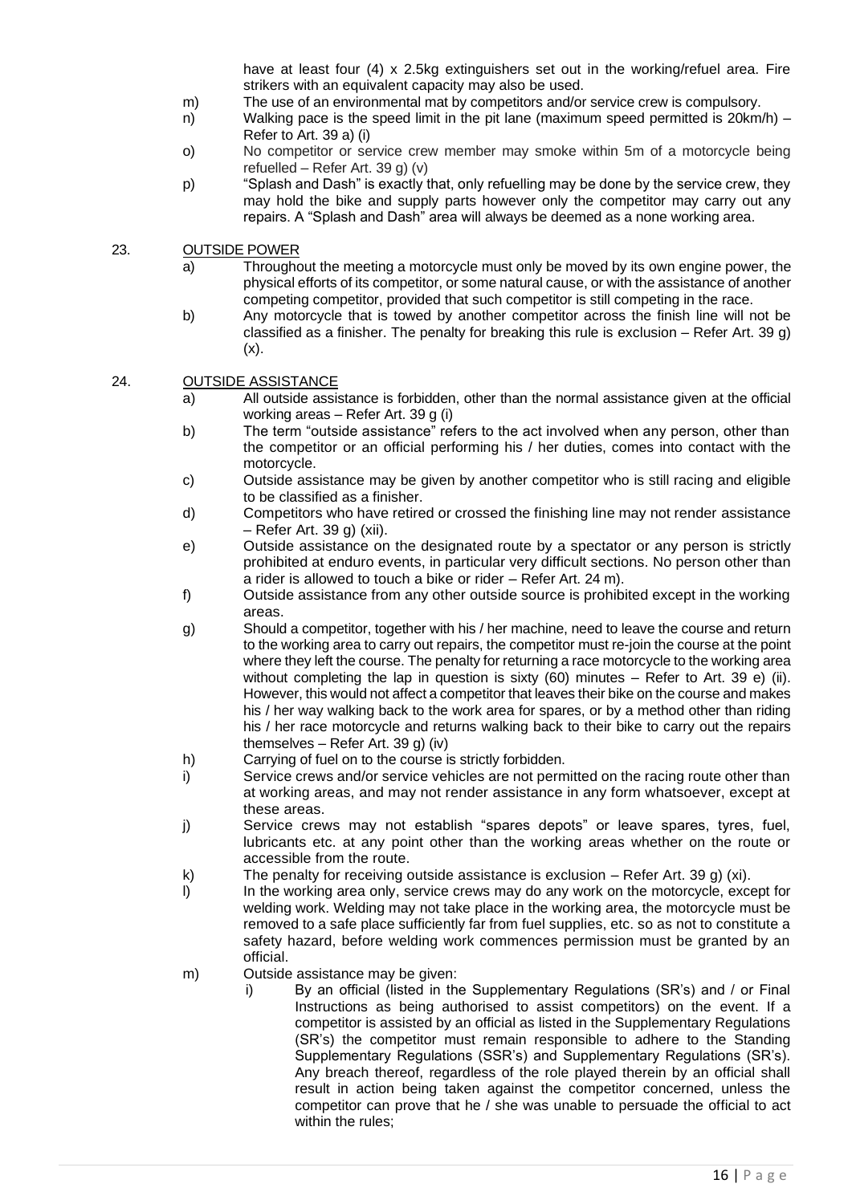have at least four (4) x 2.5kg extinguishers set out in the working/refuel area. Fire strikers with an equivalent capacity may also be used.

m) The use of an environmental mat by competitors and/or service crew is compulsory.

n) Walking pace is the speed limit in the pit lane (maximum speed permitted is 20km/h) – Refer to Art. 39 a) (i)

o) No competitor or service crew member may smoke within 5m of a motorcycle being refuelled – Refer Art. 39 g) (v)

p) "Splash and Dash" is exactly that, only refuelling may be done by the service crew, they may hold the bike and supply parts however only the competitor may carry out any repairs. A "Splash and Dash" area will always be deemed as a none working area.

## 23. OUTSIDE POWER

a) Throughout the meeting a motorcycle must only be moved by its own engine power, the physical efforts of its competitor, or some natural cause, or with the assistance of another competing competitor, provided that such competitor is still competing in the race.

b) Any motorcycle that is towed by another competitor across the finish line will not be classified as a finisher. The penalty for breaking this rule is exclusion – Refer Art. 39 g) (x).

## 24. OUTSIDE ASSISTANCE

a) All outside assistance is forbidden, other than the normal assistance given at the official working areas – Refer Art. 39 g (i)

b) The term "outside assistance" refers to the act involved when any person, other than the competitor or an official performing his / her duties, comes into contact with the motorcycle.

c) Outside assistance may be given by another competitor who is still racing and eligible to be classified as a finisher.

d) Competitors who have retired or crossed the finishing line may not render assistance – Refer Art. 39 g) (xii).

e) Outside assistance on the designated route by a spectator or any person is strictly prohibited at enduro events, in particular very difficult sections. No person other than a rider is allowed to touch a bike or rider – Refer Art. 24 m).

f) Outside assistance from any other outside source is prohibited except in the working areas.

g) Should a competitor, together with his / her machine, need to leave the course and return to the working area to carry out repairs, the competitor must re-join the course at the point where they left the course. The penalty for returning a race motorcycle to the working area without completing the lap in question is sixty (60) minutes – Refer to Art. 39 e) (ii). However, this would not affect a competitor that leaves their bike on the course and makes his / her way walking back to the work area for spares, or by a method other than riding his / her race motorcycle and returns walking back to their bike to carry out the repairs themselves – Refer Art. 39 g) (iv)

h) Carrying of fuel on to the course is strictly forbidden.

i) Service crews and/or service vehicles are not permitted on the racing route other than at working areas, and may not render assistance in any form whatsoever, except at these areas.

j) Service crews may not establish "spares depots" or leave spares, tyres, fuel, lubricants etc. at any point other than the working areas whether on the route or accessible from the route.

k) The penalty for receiving outside assistance is exclusion – Refer Art. 39 g) (xi).

l) In the working area only, service crews may do any work on the motorcycle, except for welding work. Welding may not take place in the working area, the motorcycle must be removed to a safe place sufficiently far from fuel supplies, etc. so as not to constitute a safety hazard, before welding work commences permission must be granted by an official.

m) Outside assistance may be given:

   i) By an official (listed in the Supplementary Regulations (SR's) and / or Final Instructions as being authorised to assist competitors) on the event. If a competitor is assisted by an official as listed in the Supplementary Regulations (SR's) the competitor must remain responsible to adhere to the Standing Supplementary Regulations (SSR's) and Supplementary Regulations (SR's). Any breach thereof, regardless of the role played therein by an official shall result in action being taken against the competitor concerned, unless the competitor can prove that he / she was unable to persuade the official to act within the rules;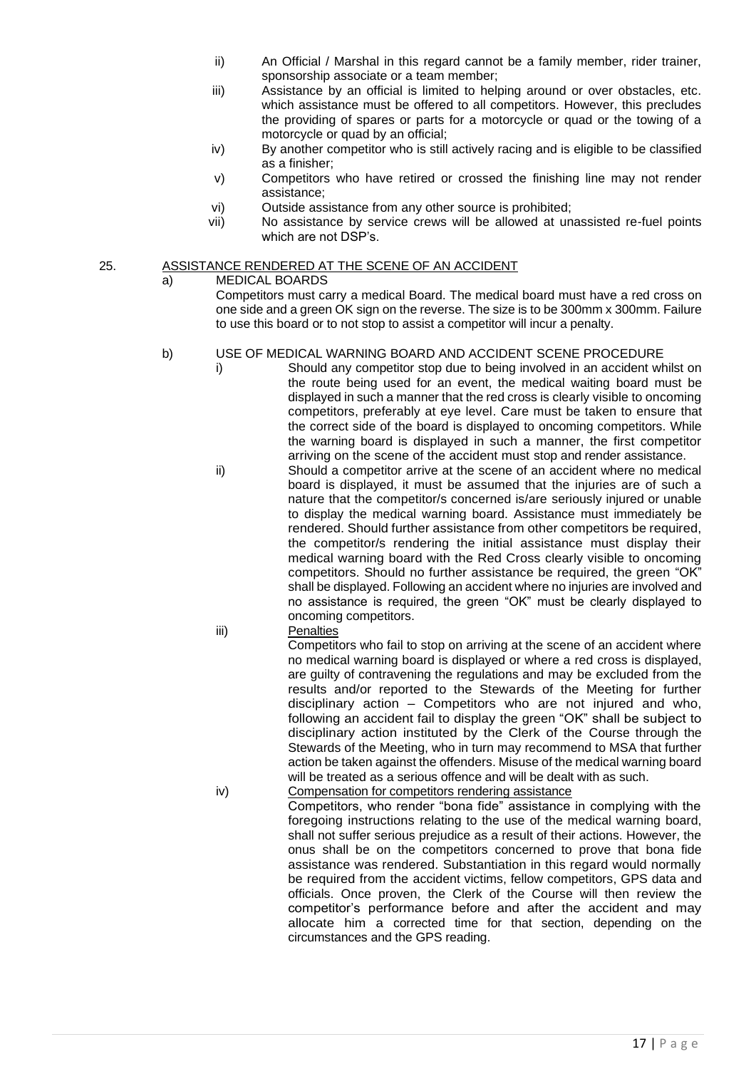ii) An Official / Marshal in this regard cannot be a family member, rider trainer, sponsorship associate or a team member;

iii) Assistance by an official is limited to helping around or over obstacles, etc. which assistance must be offered to all competitors. However, this precludes the providing of spares or parts for a motorcycle or quad or the towing of a motorcycle or quad by an official;

iv) By another competitor who is still actively racing and is eligible to be classified as a finisher;

v) Competitors who have retired or crossed the finishing line may not render assistance;

vi) Outside assistance from any other source is prohibited;

vii) No assistance by service crews will be allowed at unassisted re-fuel points which are not DSP's.

25. <u>ASSISTANCE RENDERED AT THE SCENE OF AN ACCIDENT</u>

a) MEDICAL BOARDS

Competitors must carry a medical Board. The medical board must have a red cross on one side and a green OK sign on the reverse. The size is to be 300mm x 300mm. Failure to use this board or to not stop to assist a competitor will incur a penalty.

b) USE OF MEDICAL WARNING BOARD AND ACCIDENT SCENE PROCEDURE

i) Should any competitor stop due to being involved in an accident whilst on the route being used for an event, the medical waiting board must be displayed in such a manner that the red cross is clearly visible to oncoming competitors, preferably at eye level. Care must be taken to ensure that the correct side of the board is displayed to oncoming competitors. While the warning board is displayed in such a manner, the first competitor arriving on the scene of the accident must stop and render assistance.

ii) Should a competitor arrive at the scene of an accident where no medical board is displayed, it must be assumed that the injuries are of such a nature that the competitor/s concerned is/are seriously injured or unable to display the medical warning board. Assistance must immediately be rendered. Should further assistance from other competitors be required, the competitor/s rendering the initial assistance must display their medical warning board with the Red Cross clearly visible to oncoming competitors. Should no further assistance be required, the green "OK" shall be displayed. Following an accident where no injuries are involved and no assistance is required, the green "OK" must be clearly displayed to oncoming competitors.

iii) <u>Penalties</u>

Competitors who fail to stop on arriving at the scene of an accident where no medical warning board is displayed or where a red cross is displayed, are guilty of contravening the regulations and may be excluded from the results and/or reported to the Stewards of the Meeting for further disciplinary action – Competitors who are not injured and who, following an accident fail to display the green "OK" shall be subject to disciplinary action instituted by the Clerk of the Course through the Stewards of the Meeting, who in turn may recommend to MSA that further action be taken against the offenders. Misuse of the medical warning board will be treated as a serious offence and will be dealt with as such.

iv) <u>Compensation for competitors rendering assistance</u>

Competitors, who render "bona fide" assistance in complying with the foregoing instructions relating to the use of the medical warning board, shall not suffer serious prejudice as a result of their actions. However, the onus shall be on the competitors concerned to prove that bona fide assistance was rendered. Substantiation in this regard would normally be required from the accident victims, fellow competitors, GPS data and officials. Once proven, the Clerk of the Course will then review the competitor's performance before and after the accident and may allocate him a corrected time for that section, depending on the circumstances and the GPS reading.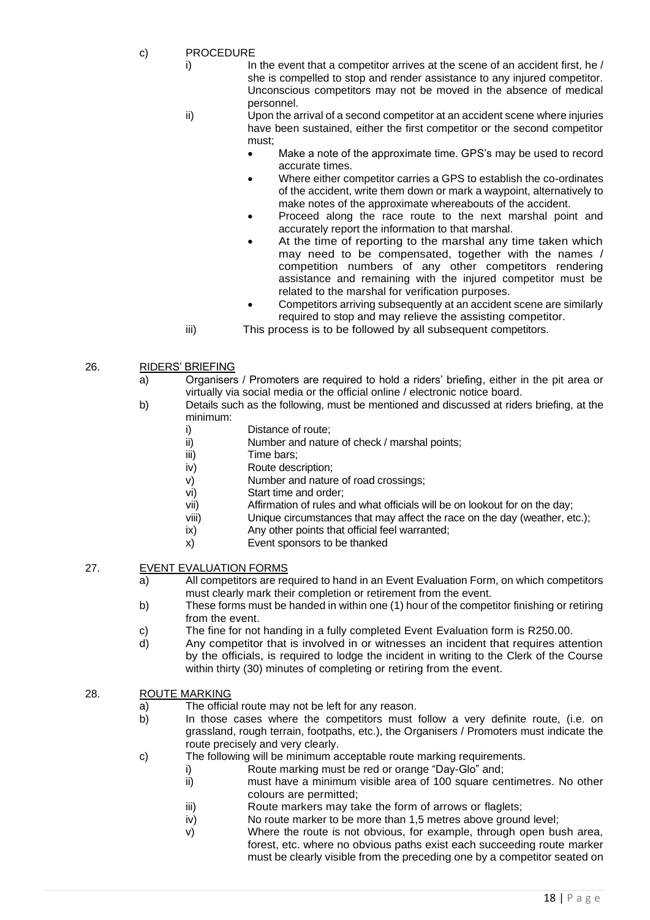c) PROCEDURE

i) In the event that a competitor arrives at the scene of an accident first, he / she is compelled to stop and render assistance to any injured competitor. Unconscious competitors may not be moved in the absence of medical personnel.

ii) Upon the arrival of a second competitor at an accident scene where injuries have been sustained, either the first competitor or the second competitor must;

- Make a note of the approximate time. GPS's may be used to record accurate times.
- Where either competitor carries a GPS to establish the co-ordinates of the accident, write them down or mark a waypoint, alternatively to make notes of the approximate whereabouts of the accident.
- Proceed along the race route to the next marshal point and accurately report the information to that marshal.
- At the time of reporting to the marshal any time taken which may need to be compensated, together with the names / competition numbers of any other competitors rendering assistance and remaining with the injured competitor must be related to the marshal for verification purposes.
- Competitors arriving subsequently at an accident scene are similarly required to stop and may relieve the assisting competitor.

iii) This process is to be followed by all subsequent competitors.

## 26. RIDERS' BRIEFING

a) Organisers / Promoters are required to hold a riders' briefing, either in the pit area or virtually via social media or the official online / electronic notice board.

b) Details such as the following, must be mentioned and discussed at riders briefing, at the minimum:

i) Distance of route;
ii) Number and nature of check / marshal points;
iii) Time bars;
iv) Route description;
v) Number and nature of road crossings;
vi) Start time and order;
vii) Affirmation of rules and what officials will be on lookout for on the day;
viii) Unique circumstances that may affect the race on the day (weather, etc.);
ix) Any other points that official feel warranted;
x) Event sponsors to be thanked

## 27. EVENT EVALUATION FORMS

a) All competitors are required to hand in an Event Evaluation Form, on which competitors must clearly mark their completion or retirement from the event.

b) These forms must be handed in within one (1) hour of the competitor finishing or retiring from the event.

c) The fine for not handing in a fully completed Event Evaluation form is R250.00.

d) Any competitor that is involved in or witnesses an incident that requires attention by the officials, is required to lodge the incident in writing to the Clerk of the Course within thirty (30) minutes of completing or retiring from the event.

## 28. ROUTE MARKING

a) The official route may not be left for any reason.

b) In those cases where the competitors must follow a very definite route, (i.e. on grassland, rough terrain, footpaths, etc.), the Organisers / Promoters must indicate the route precisely and very clearly.

c) The following will be minimum acceptable route marking requirements.

i) Route marking must be red or orange "Day-Glo" and;
ii) must have a minimum visible area of 100 square centimetres. No other colours are permitted;
iii) Route markers may take the form of arrows or flaglets;
iv) No route marker to be more than 1,5 metres above ground level;
v) Where the route is not obvious, for example, through open bush area, forest, etc. where no obvious paths exist each succeeding route marker must be clearly visible from the preceding one by a competitor seated on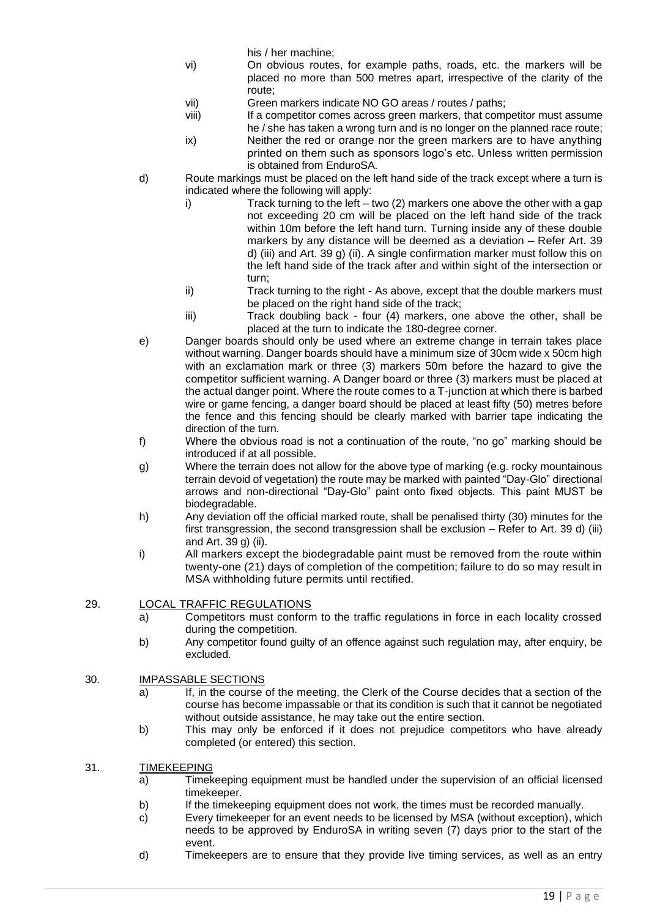his / her machine;

vi) On obvious routes, for example paths, roads, etc. the markers will be placed no more than 500 metres apart, irrespective of the clarity of the route;

vii) Green markers indicate NO GO areas / routes / paths;

viii) If a competitor comes across green markers, that competitor must assume he / she has taken a wrong turn and is no longer on the planned race route;

ix) Neither the red or orange nor the green markers are to have anything printed on them such as sponsors logo's etc. Unless written permission is obtained from EnduroSA.

d) Route markings must be placed on the left hand side of the track except where a turn is indicated where the following will apply:

i) Track turning to the left – two (2) markers one above the other with a gap not exceeding 20 cm will be placed on the left hand side of the track within 10m before the left hand turn. Turning inside any of these double markers by any distance will be deemed as a deviation – Refer Art. 39 d) (iii) and Art. 39 g) (ii). A single confirmation marker must follow this on the left hand side of the track after and within sight of the intersection or turn;

ii) Track turning to the right - As above, except that the double markers must be placed on the right hand side of the track;

iii) Track doubling back - four (4) markers, one above the other, shall be placed at the turn to indicate the 180-degree corner.

e) Danger boards should only be used where an extreme change in terrain takes place without warning. Danger boards should have a minimum size of 30cm wide x 50cm high with an exclamation mark or three (3) markers 50m before the hazard to give the competitor sufficient warning. A Danger board or three (3) markers must be placed at the actual danger point. Where the route comes to a T-junction at which there is barbed wire or game fencing, a danger board should be placed at least fifty (50) metres before the fence and this fencing should be clearly marked with barrier tape indicating the direction of the turn.

f) Where the obvious road is not a continuation of the route, "no go" marking should be introduced if at all possible.

g) Where the terrain does not allow for the above type of marking (e.g. rocky mountainous terrain devoid of vegetation) the route may be marked with painted "Day-Glo" directional arrows and non-directional "Day-Glo" paint onto fixed objects. This paint MUST be biodegradable.

h) Any deviation off the official marked route, shall be penalised thirty (30) minutes for the first transgression, the second transgression shall be exclusion – Refer to Art. 39 d) (iii) and Art. 39 g) (ii).

i) All markers except the biodegradable paint must be removed from the route within twenty-one (21) days of completion of the competition; failure to do so may result in MSA withholding future permits until rectified.

## 29. LOCAL TRAFFIC REGULATIONS

a) Competitors must conform to the traffic regulations in force in each locality crossed during the competition.

b) Any competitor found guilty of an offence against such regulation may, after enquiry, be excluded.

## 30. IMPASSABLE SECTIONS

a) If, in the course of the meeting, the Clerk of the Course decides that a section of the course has become impassable or that its condition is such that it cannot be negotiated without outside assistance, he may take out the entire section.

b) This may only be enforced if it does not prejudice competitors who have already completed (or entered) this section.

## 31. TIMEKEEPING

a) Timekeeping equipment must be handled under the supervision of an official licensed timekeeper.

b) If the timekeeping equipment does not work, the times must be recorded manually.

c) Every timekeeper for an event needs to be licensed by MSA (without exception), which needs to be approved by EnduroSA in writing seven (7) days prior to the start of the event.

d) Timekeepers are to ensure that they provide live timing services, as well as an entry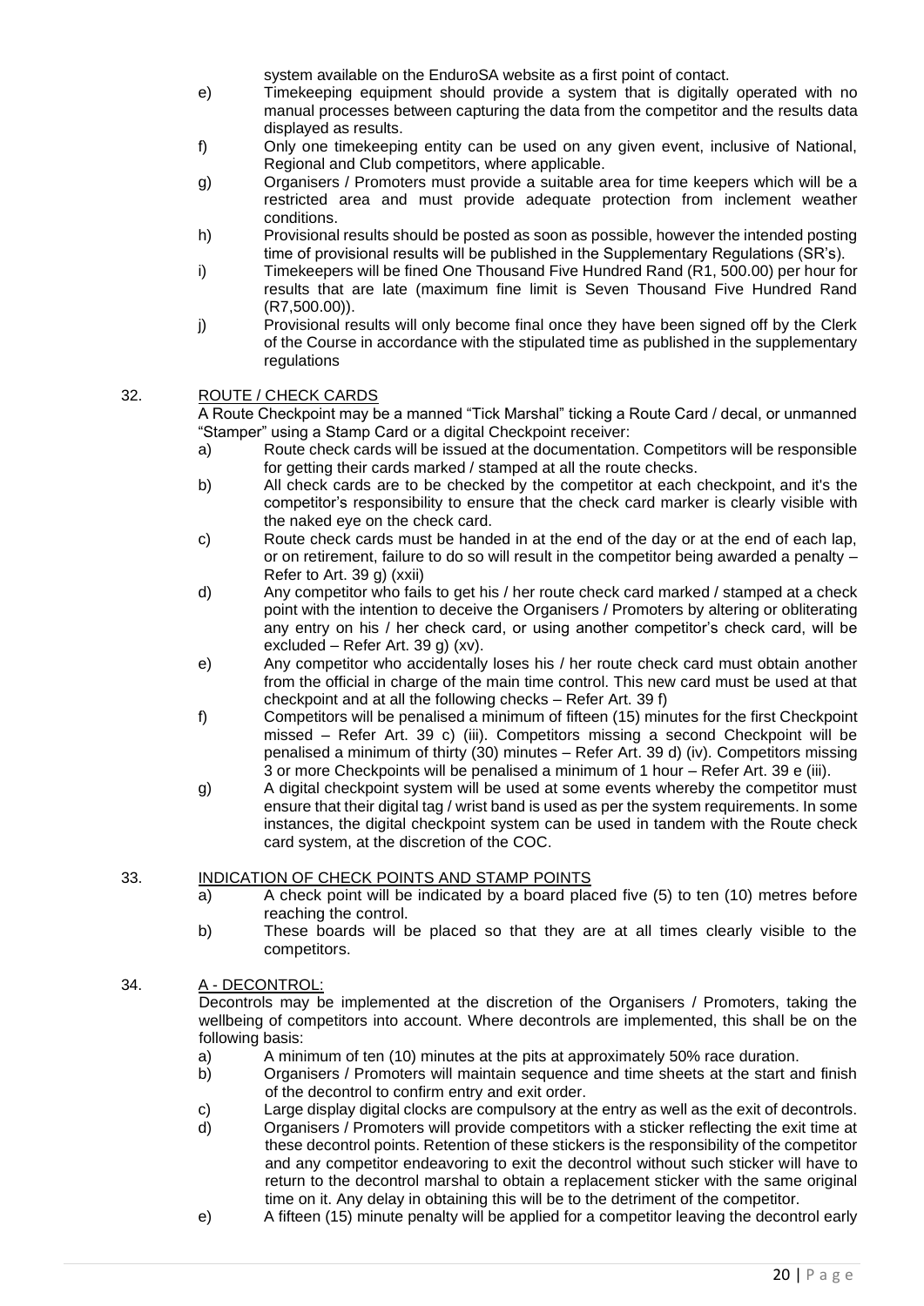system available on the EnduroSA website as a first point of contact.

e) Timekeeping equipment should provide a system that is digitally operated with no manual processes between capturing the data from the competitor and the results data displayed as results.

f) Only one timekeeping entity can be used on any given event, inclusive of National, Regional and Club competitors, where applicable.

g) Organisers / Promoters must provide a suitable area for time keepers which will be a restricted area and must provide adequate protection from inclement weather conditions.

h) Provisional results should be posted as soon as possible, however the intended posting time of provisional results will be published in the Supplementary Regulations (SR's).

i) Timekeepers will be fined One Thousand Five Hundred Rand (R1, 500.00) per hour for results that are late (maximum fine limit is Seven Thousand Five Hundred Rand (R7,500.00)).

j) Provisional results will only become final once they have been signed off by the Clerk of the Course in accordance with the stipulated time as published in the supplementary regulations

32. ROUTE / CHECK CARDS

A Route Checkpoint may be a manned "Tick Marshal" ticking a Route Card / decal, or unmanned "Stamper" using a Stamp Card or a digital Checkpoint receiver:

a) Route check cards will be issued at the documentation. Competitors will be responsible for getting their cards marked / stamped at all the route checks.

b) All check cards are to be checked by the competitor at each checkpoint, and it's the competitor's responsibility to ensure that the check card marker is clearly visible with the naked eye on the check card.

c) Route check cards must be handed in at the end of the day or at the end of each lap, or on retirement, failure to do so will result in the competitor being awarded a penalty – Refer to Art. 39 g) (xxii)

d) Any competitor who fails to get his / her route check card marked / stamped at a check point with the intention to deceive the Organisers / Promoters by altering or obliterating any entry on his / her check card, or using another competitor's check card, will be excluded – Refer Art. 39 g) (xv).

e) Any competitor who accidentally loses his / her route check card must obtain another from the official in charge of the main time control. This new card must be used at that checkpoint and at all the following checks – Refer Art. 39 f)

f) Competitors will be penalised a minimum of fifteen (15) minutes for the first Checkpoint missed – Refer Art. 39 c) (iii). Competitors missing a second Checkpoint will be penalised a minimum of thirty (30) minutes – Refer Art. 39 d) (iv). Competitors missing 3 or more Checkpoints will be penalised a minimum of 1 hour – Refer Art. 39 e (iii).

g) A digital checkpoint system will be used at some events whereby the competitor must ensure that their digital tag / wrist band is used as per the system requirements. In some instances, the digital checkpoint system can be used in tandem with the Route check card system, at the discretion of the COC.

33. INDICATION OF CHECK POINTS AND STAMP POINTS

a) A check point will be indicated by a board placed five (5) to ten (10) metres before reaching the control.

b) These boards will be placed so that they are at all times clearly visible to the competitors.

34. A - DECONTROL:

Decontrols may be implemented at the discretion of the Organisers / Promoters, taking the wellbeing of competitors into account. Where decontrols are implemented, this shall be on the following basis:

a) A minimum of ten (10) minutes at the pits at approximately 50% race duration.

b) Organisers / Promoters will maintain sequence and time sheets at the start and finish of the decontrol to confirm entry and exit order.

c) Large display digital clocks are compulsory at the entry as well as the exit of decontrols.

d) Organisers / Promoters will provide competitors with a sticker reflecting the exit time at these decontrol points. Retention of these stickers is the responsibility of the competitor and any competitor endeavoring to exit the decontrol without such sticker will have to return to the decontrol marshal to obtain a replacement sticker with the same original time on it. Any delay in obtaining this will be to the detriment of the competitor.

e) A fifteen (15) minute penalty will be applied for a competitor leaving the decontrol early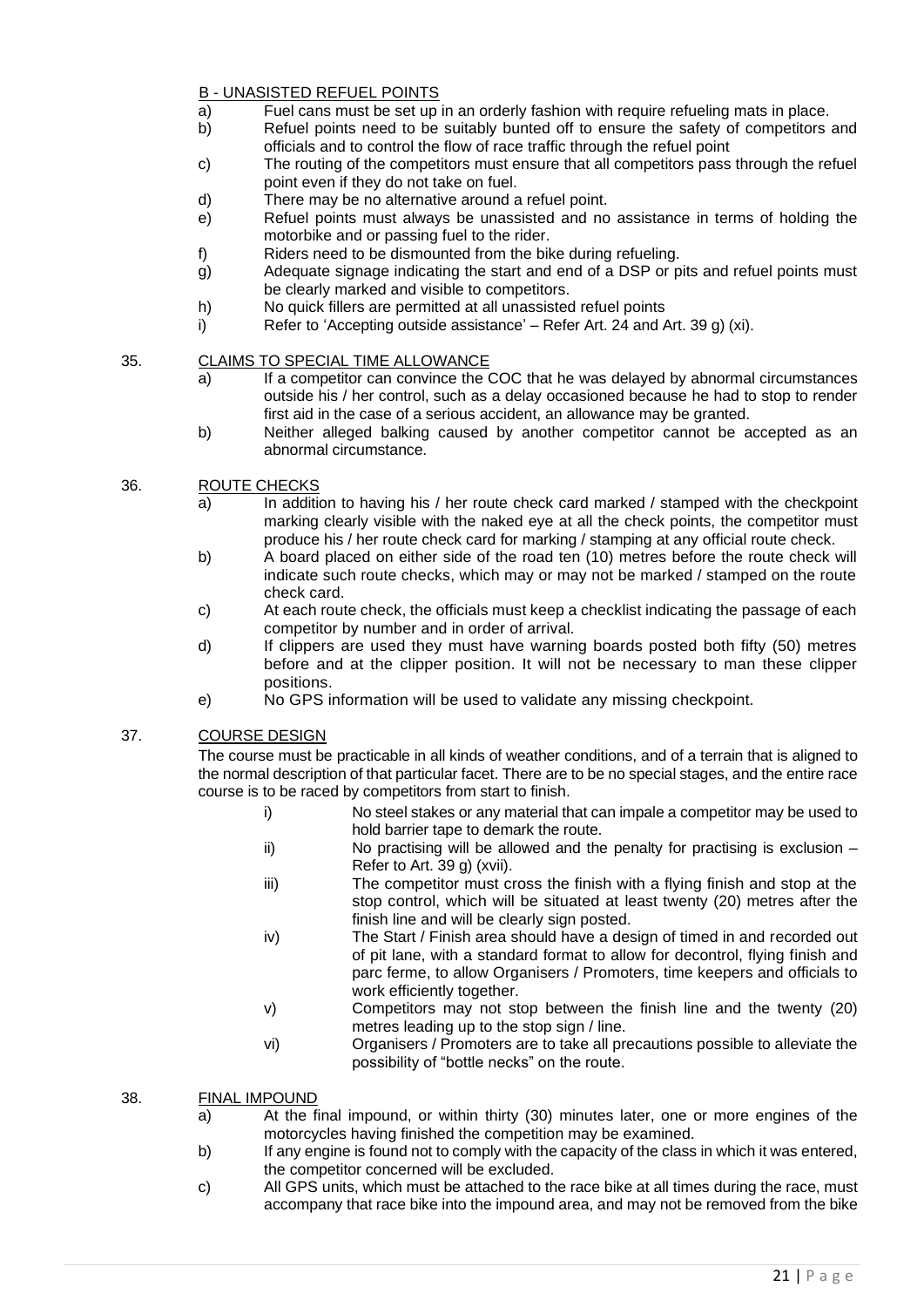B - UNASISTED REFUEL POINTS

a) Fuel cans must be set up in an orderly fashion with require refueling mats in place.
b) Refuel points need to be suitably bunted off to ensure the safety of competitors and officials and to control the flow of race traffic through the refuel point
c) The routing of the competitors must ensure that all competitors pass through the refuel point even if they do not take on fuel.
d) There may be no alternative around a refuel point.
e) Refuel points must always be unassisted and no assistance in terms of holding the motorbike and or passing fuel to the rider.
f) Riders need to be dismounted from the bike during refueling.
g) Adequate signage indicating the start and end of a DSP or pits and refuel points must be clearly marked and visible to competitors.
h) No quick fillers are permitted at all unassisted refuel points
i) Refer to 'Accepting outside assistance' – Refer Art. 24 and Art. 39 g) (xi).

35. CLAIMS TO SPECIAL TIME ALLOWANCE

a) If a competitor can convince the COC that he was delayed by abnormal circumstances outside his / her control, such as a delay occasioned because he had to stop to render first aid in the case of a serious accident, an allowance may be granted.
b) Neither alleged balking caused by another competitor cannot be accepted as an abnormal circumstance.

36. ROUTE CHECKS

a) In addition to having his / her route check card marked / stamped with the checkpoint marking clearly visible with the naked eye at all the check points, the competitor must produce his / her route check card for marking / stamping at any official route check.
b) A board placed on either side of the road ten (10) metres before the route check will indicate such route checks, which may or may not be marked / stamped on the route check card.
c) At each route check, the officials must keep a checklist indicating the passage of each competitor by number and in order of arrival.
d) If clippers are used they must have warning boards posted both fifty (50) metres before and at the clipper position. It will not be necessary to man these clipper positions.
e) No GPS information will be used to validate any missing checkpoint.

37. COURSE DESIGN

The course must be practicable in all kinds of weather conditions, and of a terrain that is aligned to the normal description of that particular facet. There are to be no special stages, and the entire race course is to be raced by competitors from start to finish.

i) No steel stakes or any material that can impale a competitor may be used to hold barrier tape to demark the route.
ii) No practising will be allowed and the penalty for practising is exclusion – Refer to Art. 39 g) (xvii).
iii) The competitor must cross the finish with a flying finish and stop at the stop control, which will be situated at least twenty (20) metres after the finish line and will be clearly sign posted.
iv) The Start / Finish area should have a design of timed in and recorded out of pit lane, with a standard format to allow for decontrol, flying finish and parc ferme, to allow Organisers / Promoters, time keepers and officials to work efficiently together.
v) Competitors may not stop between the finish line and the twenty (20) metres leading up to the stop sign / line.
vi) Organisers / Promoters are to take all precautions possible to alleviate the possibility of "bottle necks" on the route.

38. FINAL IMPOUND

a) At the final impound, or within thirty (30) minutes later, one or more engines of the motorcycles having finished the competition may be examined.
b) If any engine is found not to comply with the capacity of the class in which it was entered, the competitor concerned will be excluded.
c) All GPS units, which must be attached to the race bike at all times during the race, must accompany that race bike into the impound area, and may not be removed from the bike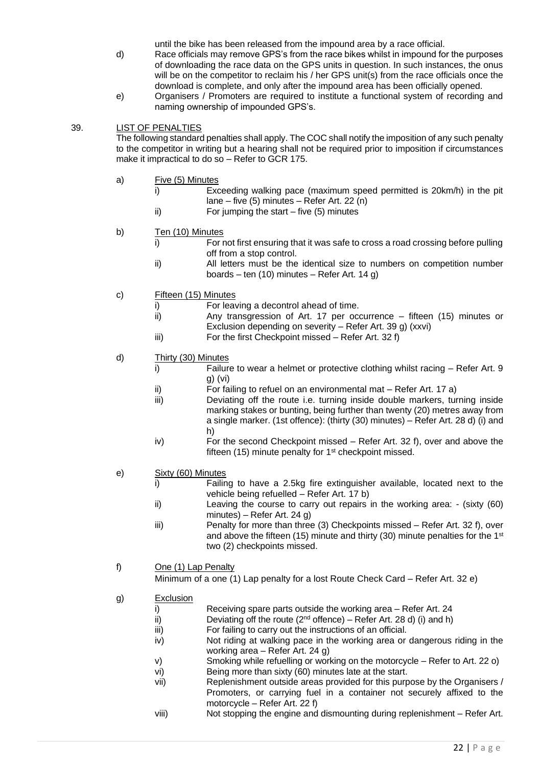until the bike has been released from the impound area by a race official.

d) Race officials may remove GPS's from the race bikes whilst in impound for the purposes of downloading the race data on the GPS units in question. In such instances, the onus will be on the competitor to reclaim his / her GPS unit(s) from the race officials once the download is complete, and only after the impound area has been officially opened.

e) Organisers / Promoters are required to institute a functional system of recording and naming ownership of impounded GPS's.

39. LIST OF PENALTIES

The following standard penalties shall apply. The COC shall notify the imposition of any such penalty to the competitor in writing but a hearing shall not be required prior to imposition if circumstances make it impractical to do so – Refer to GCR 175.

a) Five (5) Minutes
   - i) Exceeding walking pace (maximum speed permitted is 20km/h) in the pit lane – five (5) minutes – Refer Art. 22 (n)
   - ii) For jumping the start – five (5) minutes

b) Ten (10) Minutes
   - i) For not first ensuring that it was safe to cross a road crossing before pulling off from a stop control.
   - ii) All letters must be the identical size to numbers on competition number boards – ten (10) minutes – Refer Art. 14 g)

c) Fifteen (15) Minutes
   - i) For leaving a decontrol ahead of time.
   - ii) Any transgression of Art. 17 per occurrence – fifteen (15) minutes or Exclusion depending on severity – Refer Art. 39 g) (xxvi)
   - iii) For the first Checkpoint missed – Refer Art. 32 f)

d) Thirty (30) Minutes
   - i) Failure to wear a helmet or protective clothing whilst racing – Refer Art. 9 g) (vi)
   - ii) For failing to refuel on an environmental mat – Refer Art. 17 a)
   - iii) Deviating off the route i.e. turning inside double markers, turning inside marking stakes or bunting, being further than twenty (20) metres away from a single marker. (1st offence): (thirty (30) minutes) – Refer Art. 28 d) (i) and h)
   - iv) For the second Checkpoint missed – Refer Art. 32 f), over and above the fifteen (15) minute penalty for 1st checkpoint missed.

e) Sixty (60) Minutes
   - i) Failing to have a 2.5kg fire extinguisher available, located next to the vehicle being refuelled – Refer Art. 17 b)
   - ii) Leaving the course to carry out repairs in the working area: - (sixty (60) minutes) – Refer Art. 24 g)
   - iii) Penalty for more than three (3) Checkpoints missed – Refer Art. 32 f), over and above the fifteen (15) minute and thirty (30) minute penalties for the 1st two (2) checkpoints missed.

f) One (1) Lap Penalty

   Minimum of a one (1) Lap penalty for a lost Route Check Card – Refer Art. 32 e)

g) Exclusion
   - i) Receiving spare parts outside the working area – Refer Art. 24
   - ii) Deviating off the route (2nd offence) – Refer Art. 28 d) (i) and h)
   - iii) For failing to carry out the instructions of an official.
   - iv) Not riding at walking pace in the working area or dangerous riding in the working area – Refer Art. 24 g)
   - v) Smoking while refuelling or working on the motorcycle – Refer to Art. 22 o)
   - vi) Being more than sixty (60) minutes late at the start.
   - vii) Replenishment outside areas provided for this purpose by the Organisers / Promoters, or carrying fuel in a container not securely affixed to the motorcycle – Refer Art. 22 f)
   - viii) Not stopping the engine and dismounting during replenishment – Refer Art.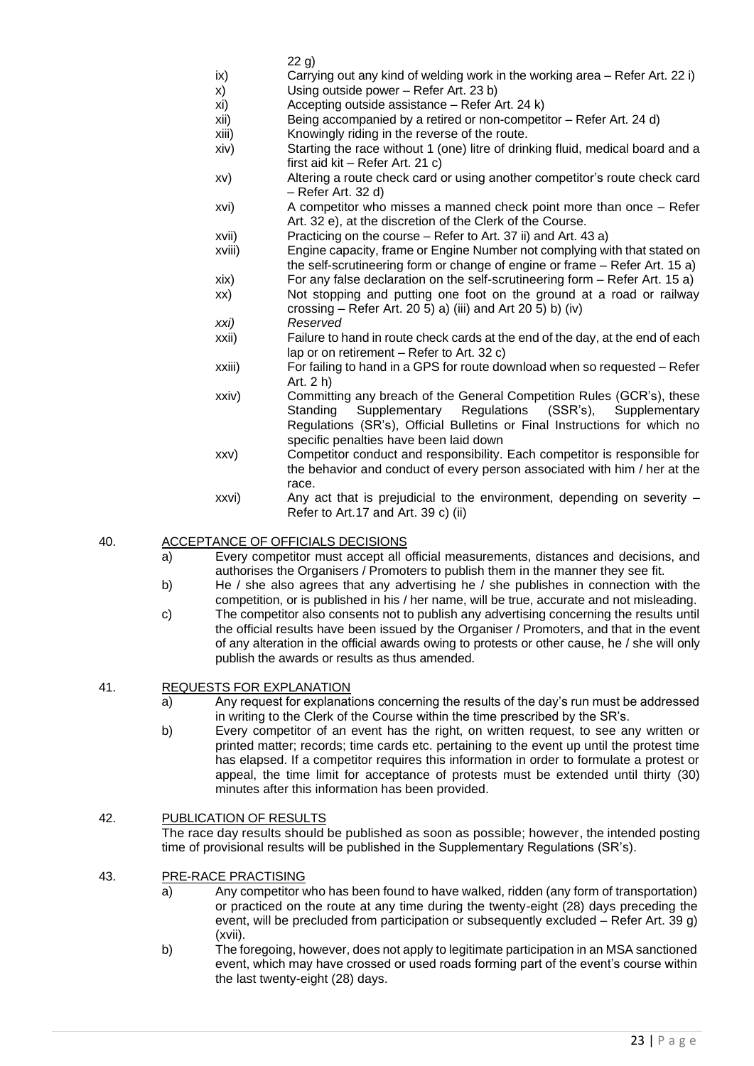22 g)

- ix) Carrying out any kind of welding work in the working area – Refer Art. 22 i)
- x) Using outside power – Refer Art. 23 b)
- xi) Accepting outside assistance – Refer Art. 24 k)
- xii) Being accompanied by a retired or non-competitor – Refer Art. 24 d)
- xiii) Knowingly riding in the reverse of the route.
- xiv) Starting the race without 1 (one) litre of drinking fluid, medical board and a first aid kit – Refer Art. 21 c)
- xv) Altering a route check card or using another competitor's route check card – Refer Art. 32 d)
- xvi) A competitor who misses a manned check point more than once – Refer Art. 32 e), at the discretion of the Clerk of the Course.
- xvii) Practicing on the course – Refer to Art. 37 ii) and Art. 43 a)
- xviii) Engine capacity, frame or Engine Number not complying with that stated on the self-scrutineering form or change of engine or frame – Refer Art. 15 a)
- xix) For any false declaration on the self-scrutineering form – Refer Art. 15 a)
- xx) Not stopping and putting one foot on the ground at a road or railway crossing – Refer Art. 20 5) a) (iii) and Art 20 5) b) (iv)
- *xxi) Reserved*
- xxii) Failure to hand in route check cards at the end of the day, at the end of each lap or on retirement – Refer to Art. 32 c)
- xxiii) For failing to hand in a GPS for route download when so requested – Refer Art. 2 h)
- xxiv) Committing any breach of the General Competition Rules (GCR's), these Standing Supplementary Regulations (SSR's), Supplementary Regulations (SR's), Official Bulletins or Final Instructions for which no specific penalties have been laid down
- xxv) Competitor conduct and responsibility. Each competitor is responsible for the behavior and conduct of every person associated with him / her at the race.
- xxvi) Any act that is prejudicial to the environment, depending on severity – Refer to Art.17 and Art. 39 c) (ii)

## 40. ACCEPTANCE OF OFFICIALS DECISIONS

a) Every competitor must accept all official measurements, distances and decisions, and authorises the Organisers / Promoters to publish them in the manner they see fit.

b) He / she also agrees that any advertising he / she publishes in connection with the competition, or is published in his / her name, will be true, accurate and not misleading.

c) The competitor also consents not to publish any advertising concerning the results until the official results have been issued by the Organiser / Promoters, and that in the event of any alteration in the official awards owing to protests or other cause, he / she will only publish the awards or results as thus amended.

## 41. REQUESTS FOR EXPLANATION

a) Any request for explanations concerning the results of the day's run must be addressed in writing to the Clerk of the Course within the time prescribed by the SR's.

b) Every competitor of an event has the right, on written request, to see any written or printed matter; records; time cards etc. pertaining to the event up until the protest time has elapsed. If a competitor requires this information in order to formulate a protest or appeal, the time limit for acceptance of protests must be extended until thirty (30) minutes after this information has been provided.

## 42. PUBLICATION OF RESULTS

The race day results should be published as soon as possible; however, the intended posting time of provisional results will be published in the Supplementary Regulations (SR's).

## 43. PRE-RACE PRACTISING

a) Any competitor who has been found to have walked, ridden (any form of transportation) or practiced on the route at any time during the twenty-eight (28) days preceding the event, will be precluded from participation or subsequently excluded – Refer Art. 39 g) (xvii).

b) The foregoing, however, does not apply to legitimate participation in an MSA sanctioned event, which may have crossed or used roads forming part of the event's course within the last twenty-eight (28) days.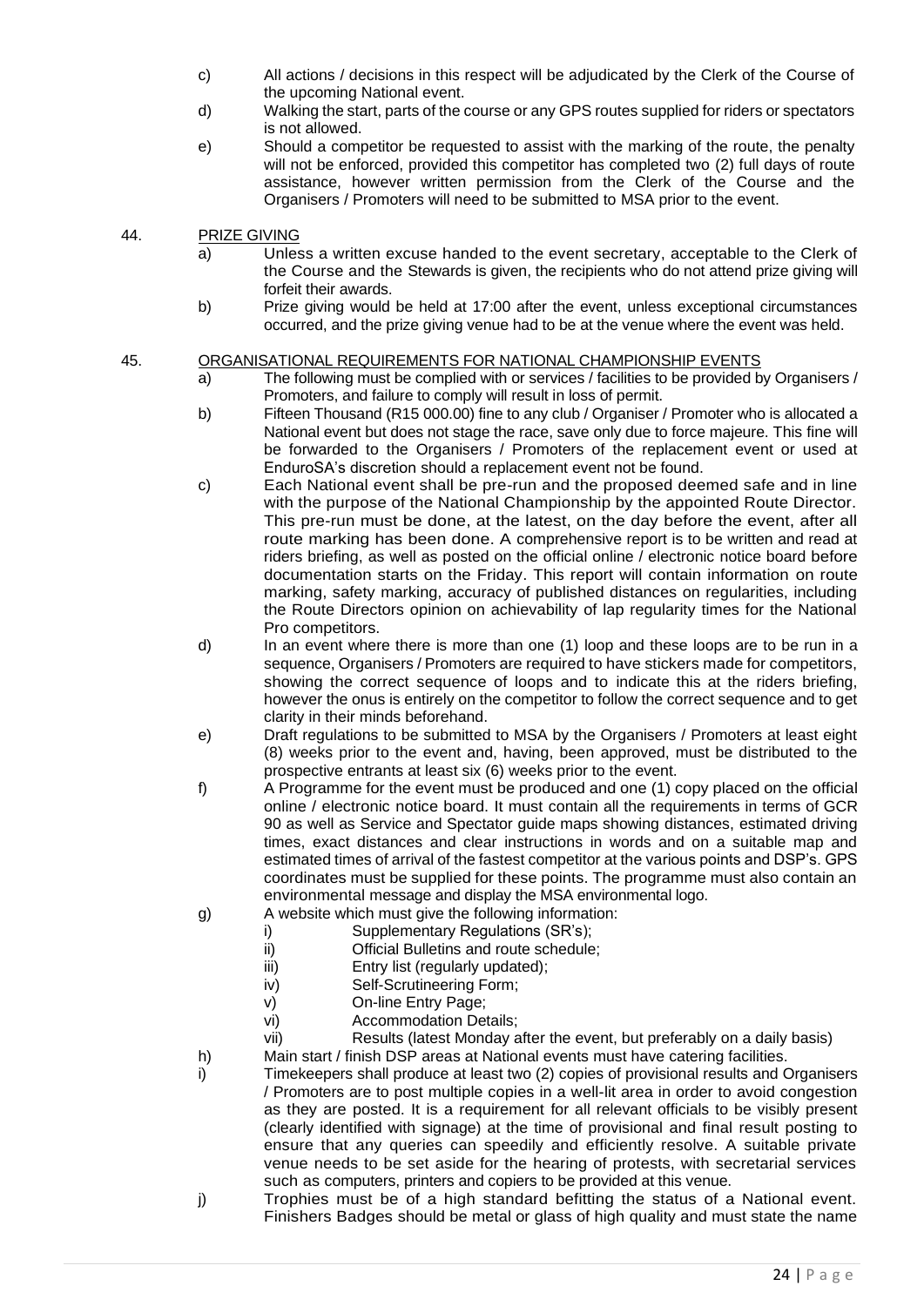c) All actions / decisions in this respect will be adjudicated by the Clerk of the Course of the upcoming National event.

d) Walking the start, parts of the course or any GPS routes supplied for riders or spectators is not allowed.

e) Should a competitor be requested to assist with the marking of the route, the penalty will not be enforced, provided this competitor has completed two (2) full days of route assistance, however written permission from the Clerk of the Course and the Organisers / Promoters will need to be submitted to MSA prior to the event.

44. <u>PRIZE GIVING</u>

a) Unless a written excuse handed to the event secretary, acceptable to the Clerk of the Course and the Stewards is given, the recipients who do not attend prize giving will forfeit their awards.

b) Prize giving would be held at 17:00 after the event, unless exceptional circumstances occurred, and the prize giving venue had to be at the venue where the event was held.

45. <u>ORGANISATIONAL REQUIREMENTS FOR NATIONAL CHAMPIONSHIP EVENTS</u>

a) The following must be complied with or services / facilities to be provided by Organisers / Promoters, and failure to comply will result in loss of permit.

b) Fifteen Thousand (R15 000.00) fine to any club / Organiser / Promoter who is allocated a National event but does not stage the race, save only due to force majeure. This fine will be forwarded to the Organisers / Promoters of the replacement event or used at EnduroSA's discretion should a replacement event not be found.

c) Each National event shall be pre-run and the proposed deemed safe and in line with the purpose of the National Championship by the appointed Route Director. This pre-run must be done, at the latest, on the day before the event, after all route marking has been done. A comprehensive report is to be written and read at riders briefing, as well as posted on the official online / electronic notice board before documentation starts on the Friday. This report will contain information on route marking, safety marking, accuracy of published distances on regularities, including the Route Directors opinion on achievability of lap regularity times for the National Pro competitors.

d) In an event where there is more than one (1) loop and these loops are to be run in a sequence, Organisers / Promoters are required to have stickers made for competitors, showing the correct sequence of loops and to indicate this at the riders briefing, however the onus is entirely on the competitor to follow the correct sequence and to get clarity in their minds beforehand.

e) Draft regulations to be submitted to MSA by the Organisers / Promoters at least eight (8) weeks prior to the event and, having, been approved, must be distributed to the prospective entrants at least six (6) weeks prior to the event.

f) A Programme for the event must be produced and one (1) copy placed on the official online / electronic notice board. It must contain all the requirements in terms of GCR 90 as well as Service and Spectator guide maps showing distances, estimated driving times, exact distances and clear instructions in words and on a suitable map and estimated times of arrival of the fastest competitor at the various points and DSP's. GPS coordinates must be supplied for these points. The programme must also contain an environmental message and display the MSA environmental logo.

g) A website which must give the following information:
   - i) Supplementary Regulations (SR's);
   - ii) Official Bulletins and route schedule;
   - iii) Entry list (regularly updated);
   - iv) Self-Scrutineering Form;
   - v) On-line Entry Page;
   - vi) Accommodation Details;
   - vii) Results (latest Monday after the event, but preferably on a daily basis)

h) Main start / finish DSP areas at National events must have catering facilities.

i) Timekeepers shall produce at least two (2) copies of provisional results and Organisers / Promoters are to post multiple copies in a well-lit area in order to avoid congestion as they are posted. It is a requirement for all relevant officials to be visibly present (clearly identified with signage) at the time of provisional and final result posting to ensure that any queries can speedily and efficiently resolve. A suitable private venue needs to be set aside for the hearing of protests, with secretarial services such as computers, printers and copiers to be provided at this venue.

j) Trophies must be of a high standard befitting the status of a National event. Finishers Badges should be metal or glass of high quality and must state the name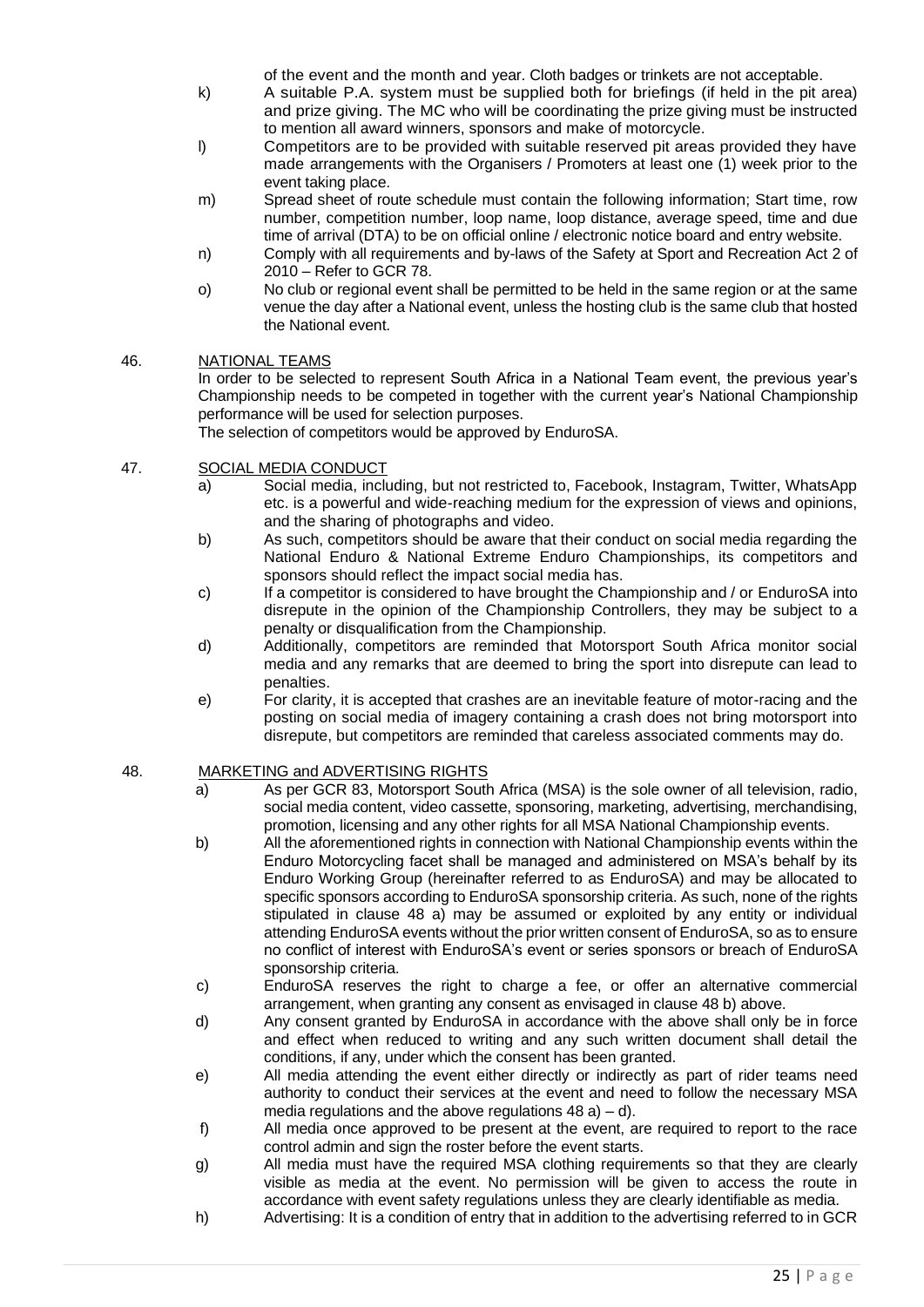of the event and the month and year. Cloth badges or trinkets are not acceptable.

k) A suitable P.A. system must be supplied both for briefings (if held in the pit area) and prize giving. The MC who will be coordinating the prize giving must be instructed to mention all award winners, sponsors and make of motorcycle.

l) Competitors are to be provided with suitable reserved pit areas provided they have made arrangements with the Organisers / Promoters at least one (1) week prior to the event taking place.

m) Spread sheet of route schedule must contain the following information; Start time, row number, competition number, loop name, loop distance, average speed, time and due time of arrival (DTA) to be on official online / electronic notice board and entry website.

n) Comply with all requirements and by-laws of the Safety at Sport and Recreation Act 2 of 2010 – Refer to GCR 78.

o) No club or regional event shall be permitted to be held in the same region or at the same venue the day after a National event, unless the hosting club is the same club that hosted the National event.

46. NATIONAL TEAMS

In order to be selected to represent South Africa in a National Team event, the previous year's Championship needs to be competed in together with the current year's National Championship performance will be used for selection purposes.

The selection of competitors would be approved by EnduroSA.

47. SOCIAL MEDIA CONDUCT

a) Social media, including, but not restricted to, Facebook, Instagram, Twitter, WhatsApp etc. is a powerful and wide-reaching medium for the expression of views and opinions, and the sharing of photographs and video.

b) As such, competitors should be aware that their conduct on social media regarding the National Enduro & National Extreme Enduro Championships, its competitors and sponsors should reflect the impact social media has.

c) If a competitor is considered to have brought the Championship and / or EnduroSA into disrepute in the opinion of the Championship Controllers, they may be subject to a penalty or disqualification from the Championship.

d) Additionally, competitors are reminded that Motorsport South Africa monitor social media and any remarks that are deemed to bring the sport into disrepute can lead to penalties.

e) For clarity, it is accepted that crashes are an inevitable feature of motor-racing and the posting on social media of imagery containing a crash does not bring motorsport into disrepute, but competitors are reminded that careless associated comments may do.

48. MARKETING and ADVERTISING RIGHTS

a) As per GCR 83, Motorsport South Africa (MSA) is the sole owner of all television, radio, social media content, video cassette, sponsoring, marketing, advertising, merchandising, promotion, licensing and any other rights for all MSA National Championship events.

b) All the aforementioned rights in connection with National Championship events within the Enduro Motorcycling facet shall be managed and administered on MSA's behalf by its Enduro Working Group (hereinafter referred to as EnduroSA) and may be allocated to specific sponsors according to EnduroSA sponsorship criteria. As such, none of the rights stipulated in clause 48 a) may be assumed or exploited by any entity or individual attending EnduroSA events without the prior written consent of EnduroSA, so as to ensure no conflict of interest with EnduroSA's event or series sponsors or breach of EnduroSA sponsorship criteria.

c) EnduroSA reserves the right to charge a fee, or offer an alternative commercial arrangement, when granting any consent as envisaged in clause 48 b) above.

d) Any consent granted by EnduroSA in accordance with the above shall only be in force and effect when reduced to writing and any such written document shall detail the conditions, if any, under which the consent has been granted.

e) All media attending the event either directly or indirectly as part of rider teams need authority to conduct their services at the event and need to follow the necessary MSA media regulations and the above regulations 48 a) – d).

f) All media once approved to be present at the event, are required to report to the race control admin and sign the roster before the event starts.

g) All media must have the required MSA clothing requirements so that they are clearly visible as media at the event. No permission will be given to access the route in accordance with event safety regulations unless they are clearly identifiable as media.

h) Advertising: It is a condition of entry that in addition to the advertising referred to in GCR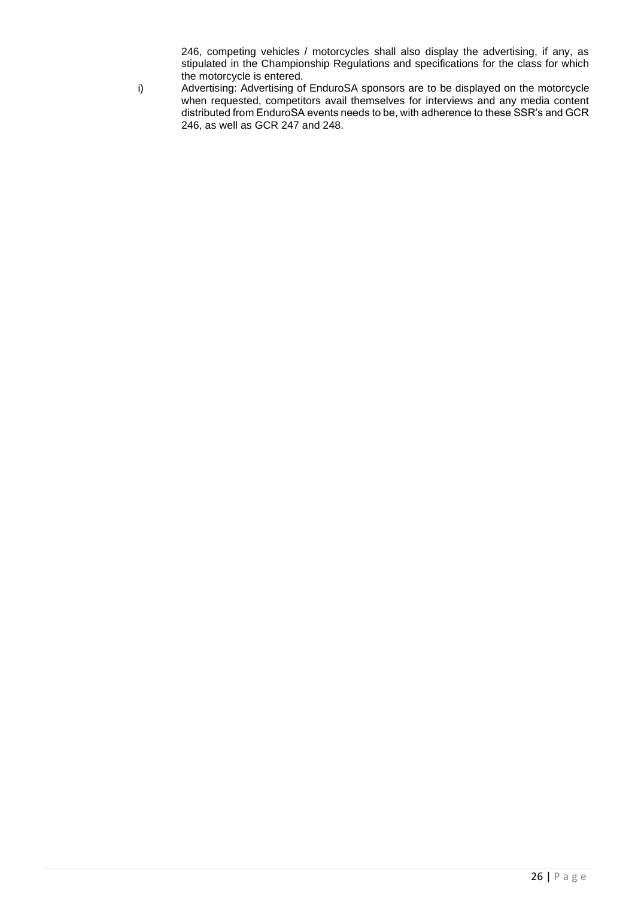246, competing vehicles / motorcycles shall also display the advertising, if any, as stipulated in the Championship Regulations and specifications for the class for which the motorcycle is entered.

i) Advertising: Advertising of EnduroSA sponsors are to be displayed on the motorcycle when requested, competitors avail themselves for interviews and any media content distributed from EnduroSA events needs to be, with adherence to these SSR's and GCR 246, as well as GCR 247 and 248.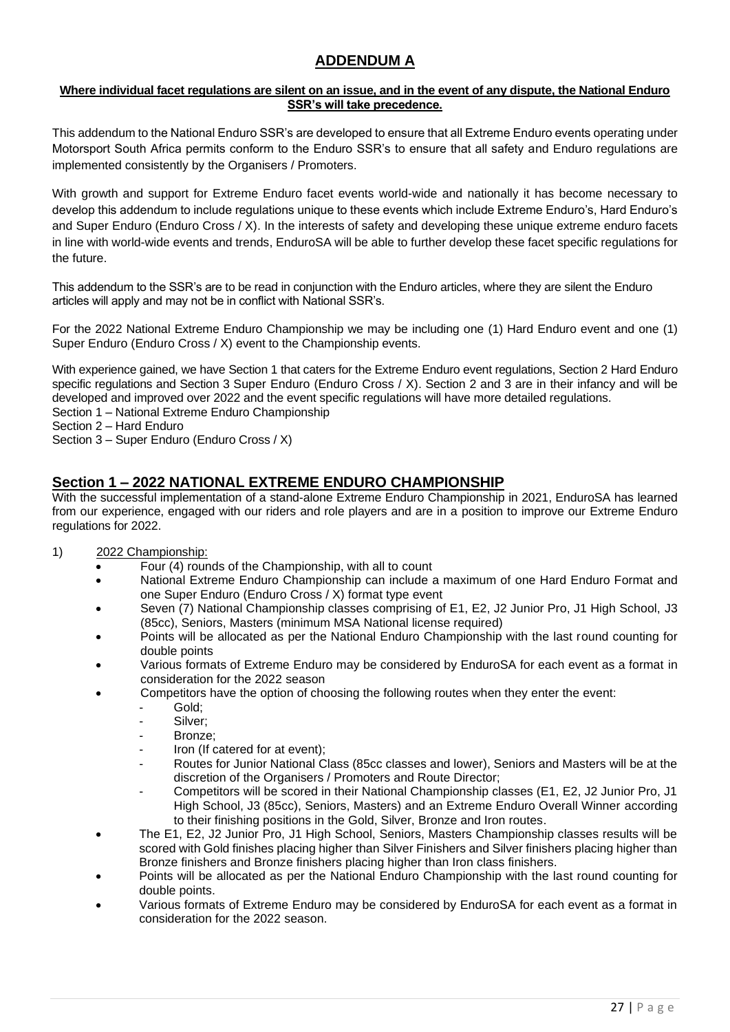## ADDENDUM A

**Where individual facet regulations are silent on an issue, and in the event of any dispute, the National Enduro SSR's will take precedence.**

This addendum to the National Enduro SSR's are developed to ensure that all Extreme Enduro events operating under Motorsport South Africa permits conform to the Enduro SSR's to ensure that all safety and Enduro regulations are implemented consistently by the Organisers / Promoters.

With growth and support for Extreme Enduro facet events world-wide and nationally it has become necessary to develop this addendum to include regulations unique to these events which include Extreme Enduro's, Hard Enduro's and Super Enduro (Enduro Cross / X). In the interests of safety and developing these unique extreme enduro facets in line with world-wide events and trends, EnduroSA will be able to further develop these facet specific regulations for the future.

This addendum to the SSR's are to be read in conjunction with the Enduro articles, where they are silent the Enduro articles will apply and may not be in conflict with National SSR's.

For the 2022 National Extreme Enduro Championship we may be including one (1) Hard Enduro event and one (1) Super Enduro (Enduro Cross / X) event to the Championship events.

With experience gained, we have Section 1 that caters for the Extreme Enduro event regulations, Section 2 Hard Enduro specific regulations and Section 3 Super Enduro (Enduro Cross / X). Section 2 and 3 are in their infancy and will be developed and improved over 2022 and the event specific regulations will have more detailed regulations.
Section 1 – National Extreme Enduro Championship
Section 2 – Hard Enduro
Section 3 – Super Enduro (Enduro Cross / X)

## Section 1 – 2022 NATIONAL EXTREME ENDURO CHAMPIONSHIP

With the successful implementation of a stand-alone Extreme Enduro Championship in 2021, EnduroSA has learned from our experience, engaged with our riders and role players and are in a position to improve our Extreme Enduro regulations for 2022.

1) 2022 Championship:
   - Four (4) rounds of the Championship, with all to count
   - National Extreme Enduro Championship can include a maximum of one Hard Enduro Format and one Super Enduro (Enduro Cross / X) format type event
   - Seven (7) National Championship classes comprising of E1, E2, J2 Junior Pro, J1 High School, J3 (85cc), Seniors, Masters (minimum MSA National license required)
   - Points will be allocated as per the National Enduro Championship with the last round counting for double points
   - Various formats of Extreme Enduro may be considered by EnduroSA for each event as a format in consideration for the 2022 season
   - Competitors have the option of choosing the following routes when they enter the event:
     - Gold;
     - Silver;
     - Bronze;
     - Iron (If catered for at event);
     - Routes for Junior National Class (85cc classes and lower), Seniors and Masters will be at the discretion of the Organisers / Promoters and Route Director;
     - Competitors will be scored in their National Championship classes (E1, E2, J2 Junior Pro, J1 High School, J3 (85cc), Seniors, Masters) and an Extreme Enduro Overall Winner according to their finishing positions in the Gold, Silver, Bronze and Iron routes.
   - The E1, E2, J2 Junior Pro, J1 High School, Seniors, Masters Championship classes results will be scored with Gold finishes placing higher than Silver Finishers and Silver finishers placing higher than Bronze finishers and Bronze finishers placing higher than Iron class finishers.
   - Points will be allocated as per the National Enduro Championship with the last round counting for double points.
   - Various formats of Extreme Enduro may be considered by EnduroSA for each event as a format in consideration for the 2022 season.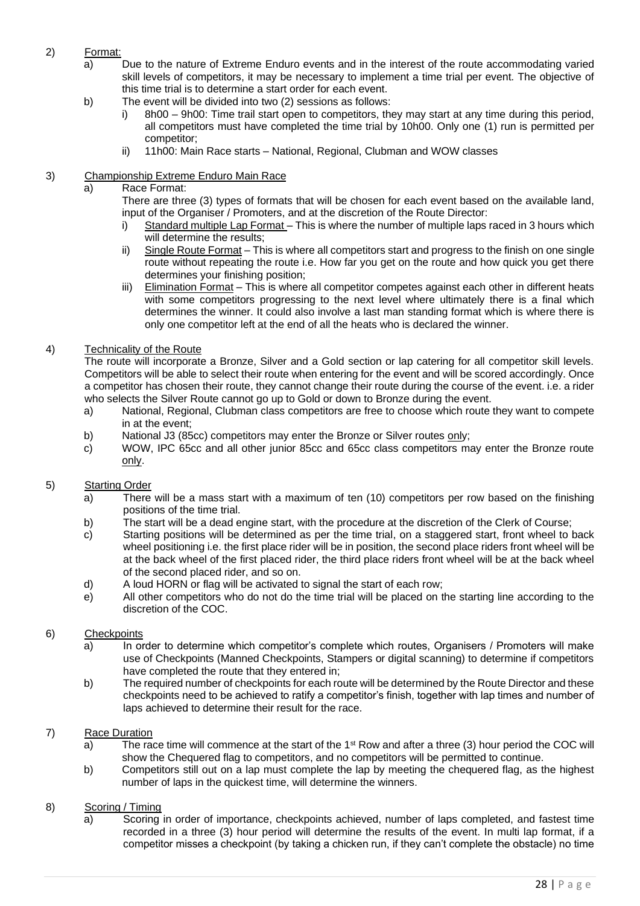2) Format:
   a) Due to the nature of Extreme Enduro events and in the interest of the route accommodating varied skill levels of competitors, it may be necessary to implement a time trial per event. The objective of this time trial is to determine a start order for each event.
   b) The event will be divided into two (2) sessions as follows:
      i) 8h00 – 9h00: Time trail start open to competitors, they may start at any time during this period, all competitors must have completed the time trial by 10h00. Only one (1) run is permitted per competitor;
      ii) 11h00: Main Race starts – National, Regional, Clubman and WOW classes

3) Championship Extreme Enduro Main Race
   a) Race Format:
      There are three (3) types of formats that will be chosen for each event based on the available land, input of the Organiser / Promoters, and at the discretion of the Route Director:
      i) Standard multiple Lap Format – This is where the number of multiple laps raced in 3 hours which will determine the results;
      ii) Single Route Format – This is where all competitors start and progress to the finish on one single route without repeating the route i.e. How far you get on the route and how quick you get there determines your finishing position;
      iii) Elimination Format – This is where all competitor competes against each other in different heats with some competitors progressing to the next level where ultimately there is a final which determines the winner. It could also involve a last man standing format which is where there is only one competitor left at the end of all the heats who is declared the winner.

4) Technicality of the Route
   The route will incorporate a Bronze, Silver and a Gold section or lap catering for all competitor skill levels. Competitors will be able to select their route when entering for the event and will be scored accordingly. Once a competitor has chosen their route, they cannot change their route during the course of the event. i.e. a rider who selects the Silver Route cannot go up to Gold or down to Bronze during the event.
   a) National, Regional, Clubman class competitors are free to choose which route they want to compete in at the event;
   b) National J3 (85cc) competitors may enter the Bronze or Silver routes only;
   c) WOW, IPC 65cc and all other junior 85cc and 65cc class competitors may enter the Bronze route only.

5) Starting Order
   a) There will be a mass start with a maximum of ten (10) competitors per row based on the finishing positions of the time trial.
   b) The start will be a dead engine start, with the procedure at the discretion of the Clerk of Course;
   c) Starting positions will be determined as per the time trial, on a staggered start, front wheel to back wheel positioning i.e. the first place rider will be in position, the second place riders front wheel will be at the back wheel of the first placed rider, the third place riders front wheel will be at the back wheel of the second placed rider, and so on.
   d) A loud HORN or flag will be activated to signal the start of each row;
   e) All other competitors who do not do the time trial will be placed on the starting line according to the discretion of the COC.

6) Checkpoints
   a) In order to determine which competitor's complete which routes, Organisers / Promoters will make use of Checkpoints (Manned Checkpoints, Stampers or digital scanning) to determine if competitors have completed the route that they entered in;
   b) The required number of checkpoints for each route will be determined by the Route Director and these checkpoints need to be achieved to ratify a competitor's finish, together with lap times and number of laps achieved to determine their result for the race.

7) Race Duration
   a) The race time will commence at the start of the 1st Row and after a three (3) hour period the COC will show the Chequered flag to competitors, and no competitors will be permitted to continue.
   b) Competitors still out on a lap must complete the lap by meeting the chequered flag, as the highest number of laps in the quickest time, will determine the winners.

8) Scoring / Timing
   a) Scoring in order of importance, checkpoints achieved, number of laps completed, and fastest time recorded in a three (3) hour period will determine the results of the event. In multi lap format, if a competitor misses a checkpoint (by taking a chicken run, if they can't complete the obstacle) no time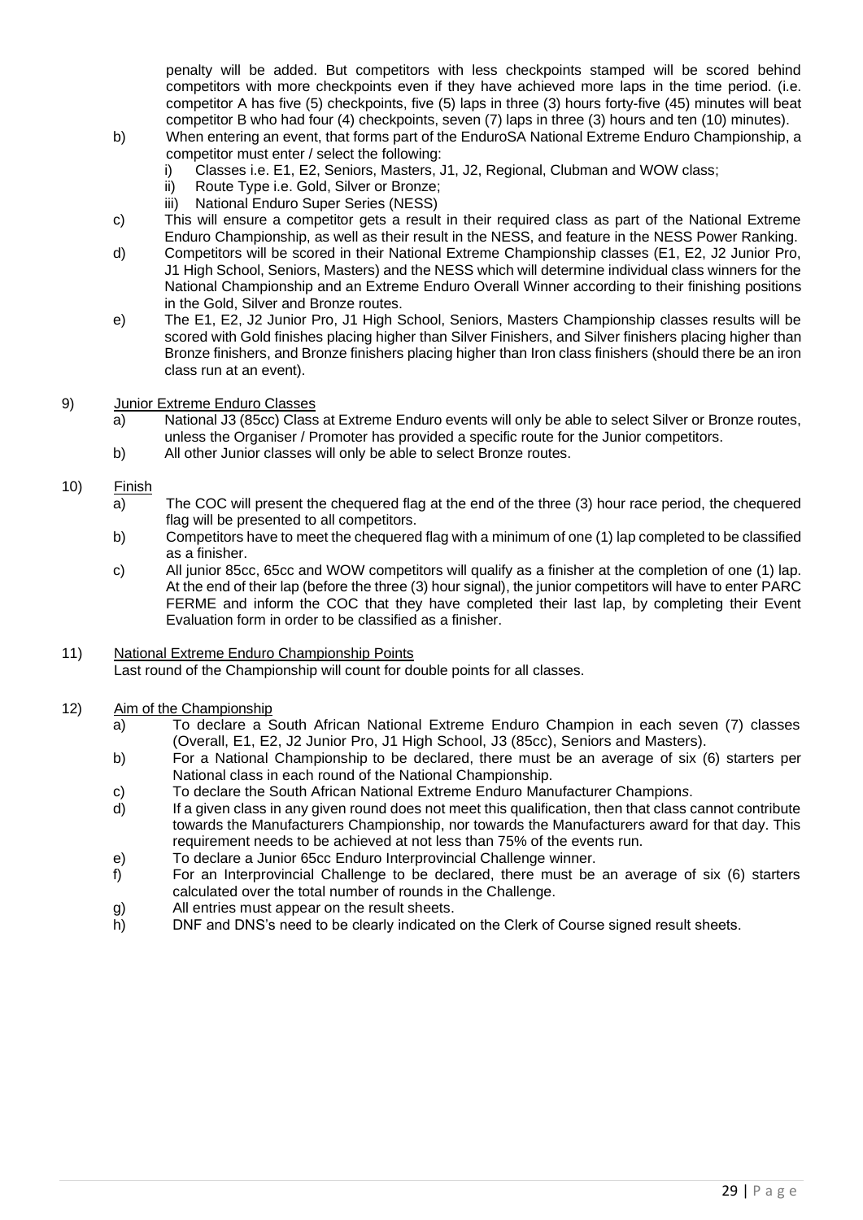penalty will be added. But competitors with less checkpoints stamped will be scored behind competitors with more checkpoints even if they have achieved more laps in the time period. (i.e. competitor A has five (5) checkpoints, five (5) laps in three (3) hours forty-five (45) minutes will beat competitor B who had four (4) checkpoints, seven (7) laps in three (3) hours and ten (10) minutes).

b) When entering an event, that forms part of the EnduroSA National Extreme Enduro Championship, a competitor must enter / select the following:
   i) Classes i.e. E1, E2, Seniors, Masters, J1, J2, Regional, Clubman and WOW class;
   ii) Route Type i.e. Gold, Silver or Bronze;
   iii) National Enduro Super Series (NESS)

c) This will ensure a competitor gets a result in their required class as part of the National Extreme Enduro Championship, as well as their result in the NESS, and feature in the NESS Power Ranking.

d) Competitors will be scored in their National Extreme Championship classes (E1, E2, J2 Junior Pro, J1 High School, Seniors, Masters) and the NESS which will determine individual class winners for the National Championship and an Extreme Enduro Overall Winner according to their finishing positions in the Gold, Silver and Bronze routes.

e) The E1, E2, J2 Junior Pro, J1 High School, Seniors, Masters Championship classes results will be scored with Gold finishes placing higher than Silver Finishers, and Silver finishers placing higher than Bronze finishers, and Bronze finishers placing higher than Iron class finishers (should there be an iron class run at an event).

9) Junior Extreme Enduro Classes
   a) National J3 (85cc) Class at Extreme Enduro events will only be able to select Silver or Bronze routes, unless the Organiser / Promoter has provided a specific route for the Junior competitors.
   b) All other Junior classes will only be able to select Bronze routes.

10) Finish
   a) The COC will present the chequered flag at the end of the three (3) hour race period, the chequered flag will be presented to all competitors.
   b) Competitors have to meet the chequered flag with a minimum of one (1) lap completed to be classified as a finisher.
   c) All junior 85cc, 65cc and WOW competitors will qualify as a finisher at the completion of one (1) lap. At the end of their lap (before the three (3) hour signal), the junior competitors will have to enter PARC FERME and inform the COC that they have completed their last lap, by completing their Event Evaluation form in order to be classified as a finisher.

11) National Extreme Enduro Championship Points
   Last round of the Championship will count for double points for all classes.

12) Aim of the Championship
   a) To declare a South African National Extreme Enduro Champion in each seven (7) classes (Overall, E1, E2, J2 Junior Pro, J1 High School, J3 (85cc), Seniors and Masters).
   b) For a National Championship to be declared, there must be an average of six (6) starters per National class in each round of the National Championship.
   c) To declare the South African National Extreme Enduro Manufacturer Champions.
   d) If a given class in any given round does not meet this qualification, then that class cannot contribute towards the Manufacturers Championship, nor towards the Manufacturers award for that day. This requirement needs to be achieved at not less than 75% of the events run.
   e) To declare a Junior 65cc Enduro Interprovincial Challenge winner.
   f) For an Interprovincial Challenge to be declared, there must be an average of six (6) starters calculated over the total number of rounds in the Challenge.
   g) All entries must appear on the result sheets.
   h) DNF and DNS's need to be clearly indicated on the Clerk of Course signed result sheets.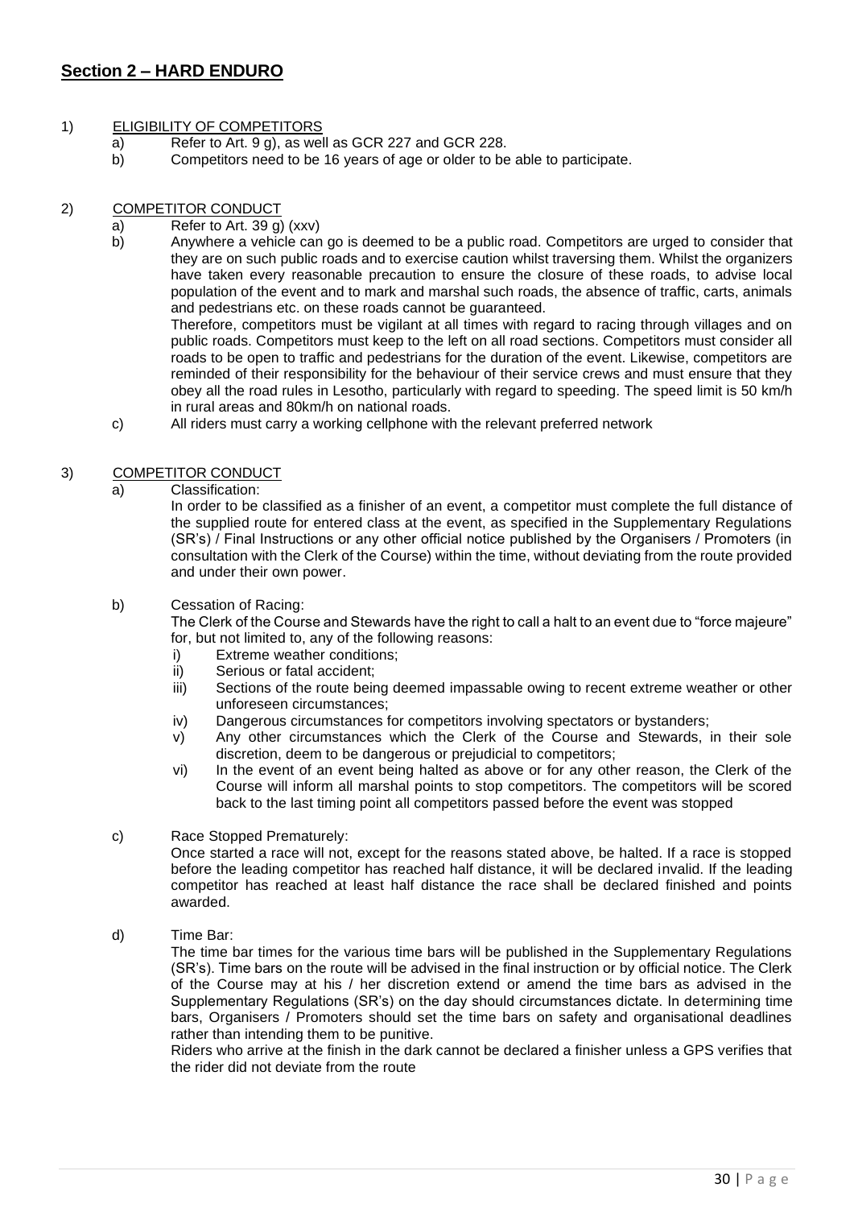## Section 2 – HARD ENDURO

1) ELIGIBILITY OF COMPETITORS
   a) Refer to Art. 9 g), as well as GCR 227 and GCR 228.
   b) Competitors need to be 16 years of age or older to be able to participate.

2) COMPETITOR CONDUCT
   a) Refer to Art. 39 g) (xxv)
   b) Anywhere a vehicle can go is deemed to be a public road. Competitors are urged to consider that they are on such public roads and to exercise caution whilst traversing them. Whilst the organizers have taken every reasonable precaution to ensure the closure of these roads, to advise local population of the event and to mark and marshal such roads, the absence of traffic, carts, animals and pedestrians etc. on these roads cannot be guaranteed.

      Therefore, competitors must be vigilant at all times with regard to racing through villages and on public roads. Competitors must keep to the left on all road sections. Competitors must consider all roads to be open to traffic and pedestrians for the duration of the event. Likewise, competitors are reminded of their responsibility for the behaviour of their service crews and must ensure that they obey all the road rules in Lesotho, particularly with regard to speeding. The speed limit is 50 km/h in rural areas and 80km/h on national roads.
   c) All riders must carry a working cellphone with the relevant preferred network

3) COMPETITOR CONDUCT
   a) Classification:

      In order to be classified as a finisher of an event, a competitor must complete the full distance of the supplied route for entered class at the event, as specified in the Supplementary Regulations (SR's) / Final Instructions or any other official notice published by the Organisers / Promoters (in consultation with the Clerk of the Course) within the time, without deviating from the route provided and under their own power.

   b) Cessation of Racing:

      The Clerk of the Course and Stewards have the right to call a halt to an event due to "force majeure" for, but not limited to, any of the following reasons:
      i) Extreme weather conditions;
      ii) Serious or fatal accident;
      iii) Sections of the route being deemed impassable owing to recent extreme weather or other unforeseen circumstances;
      iv) Dangerous circumstances for competitors involving spectators or bystanders;
      v) Any other circumstances which the Clerk of the Course and Stewards, in their sole discretion, deem to be dangerous or prejudicial to competitors;
      vi) In the event of an event being halted as above or for any other reason, the Clerk of the Course will inform all marshal points to stop competitors. The competitors will be scored back to the last timing point all competitors passed before the event was stopped

   c) Race Stopped Prematurely:

      Once started a race will not, except for the reasons stated above, be halted. If a race is stopped before the leading competitor has reached half distance, it will be declared invalid. If the leading competitor has reached at least half distance the race shall be declared finished and points awarded.

   d) Time Bar:

      The time bar times for the various time bars will be published in the Supplementary Regulations (SR's). Time bars on the route will be advised in the final instruction or by official notice. The Clerk of the Course may at his / her discretion extend or amend the time bars as advised in the Supplementary Regulations (SR's) on the day should circumstances dictate. In determining time bars, Organisers / Promoters should set the time bars on safety and organisational deadlines rather than intending them to be punitive.

      Riders who arrive at the finish in the dark cannot be declared a finisher unless a GPS verifies that the rider did not deviate from the route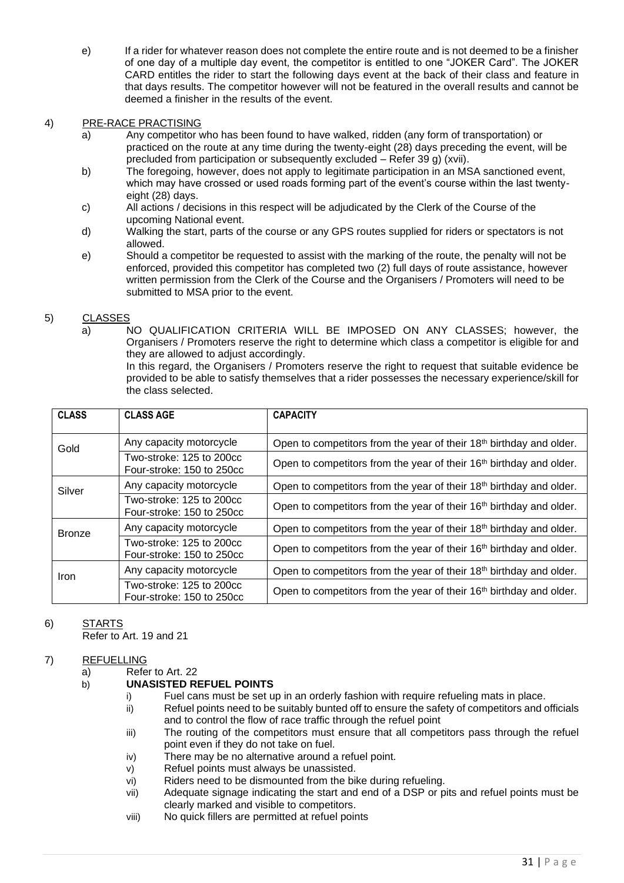e) If a rider for whatever reason does not complete the entire route and is not deemed to be a finisher of one day of a multiple day event, the competitor is entitled to one "JOKER Card". The JOKER CARD entitles the rider to start the following days event at the back of their class and feature in that days results. The competitor however will not be featured in the overall results and cannot be deemed a finisher in the results of the event.

4) PRE-RACE PRACTISING

a) Any competitor who has been found to have walked, ridden (any form of transportation) or practiced on the route at any time during the twenty-eight (28) days preceding the event, will be precluded from participation or subsequently excluded – Refer 39 g) (xvii).

b) The foregoing, however, does not apply to legitimate participation in an MSA sanctioned event, which may have crossed or used roads forming part of the event's course within the last twenty-eight (28) days.

c) All actions / decisions in this respect will be adjudicated by the Clerk of the Course of the upcoming National event.

d) Walking the start, parts of the course or any GPS routes supplied for riders or spectators is not allowed.

e) Should a competitor be requested to assist with the marking of the route, the penalty will not be enforced, provided this competitor has completed two (2) full days of route assistance, however written permission from the Clerk of the Course and the Organisers / Promoters will need to be submitted to MSA prior to the event.

5) CLASSES

a) NO QUALIFICATION CRITERIA WILL BE IMPOSED ON ANY CLASSES; however, the Organisers / Promoters reserve the right to determine which class a competitor is eligible for and they are allowed to adjust accordingly.
In this regard, the Organisers / Promoters reserve the right to request that suitable evidence be provided to be able to satisfy themselves that a rider possesses the necessary experience/skill for the class selected.

| CLASS | CLASS AGE | CAPACITY |
|---|---|---|
| Gold | Any capacity motorcycle | Open to competitors from the year of their 18th birthday and older. |
| | Two-stroke: 125 to 200cc Four-stroke: 150 to 250cc | Open to competitors from the year of their 16th birthday and older. |
| Silver | Any capacity motorcycle | Open to competitors from the year of their 18th birthday and older. |
| | Two-stroke: 125 to 200cc Four-stroke: 150 to 250cc | Open to competitors from the year of their 16th birthday and older. |
| Bronze | Any capacity motorcycle | Open to competitors from the year of their 18th birthday and older. |
| | Two-stroke: 125 to 200cc Four-stroke: 150 to 250cc | Open to competitors from the year of their 16th birthday and older. |
| Iron | Any capacity motorcycle | Open to competitors from the year of their 18th birthday and older. |
| | Two-stroke: 125 to 200cc Four-stroke: 150 to 250cc | Open to competitors from the year of their 16th birthday and older. |

6) STARTS

Refer to Art. 19 and 21

7) REFUELLING

a) Refer to Art. 22

b) **UNASISTED REFUEL POINTS**

i) Fuel cans must be set up in an orderly fashion with require refueling mats in place.
ii) Refuel points need to be suitably bunted off to ensure the safety of competitors and officials and to control the flow of race traffic through the refuel point
iii) The routing of the competitors must ensure that all competitors pass through the refuel point even if they do not take on fuel.
iv) There may be no alternative around a refuel point.
v) Refuel points must always be unassisted.
vi) Riders need to be dismounted from the bike during refueling.
vii) Adequate signage indicating the start and end of a DSP or pits and refuel points must be clearly marked and visible to competitors.
viii) No quick fillers are permitted at refuel points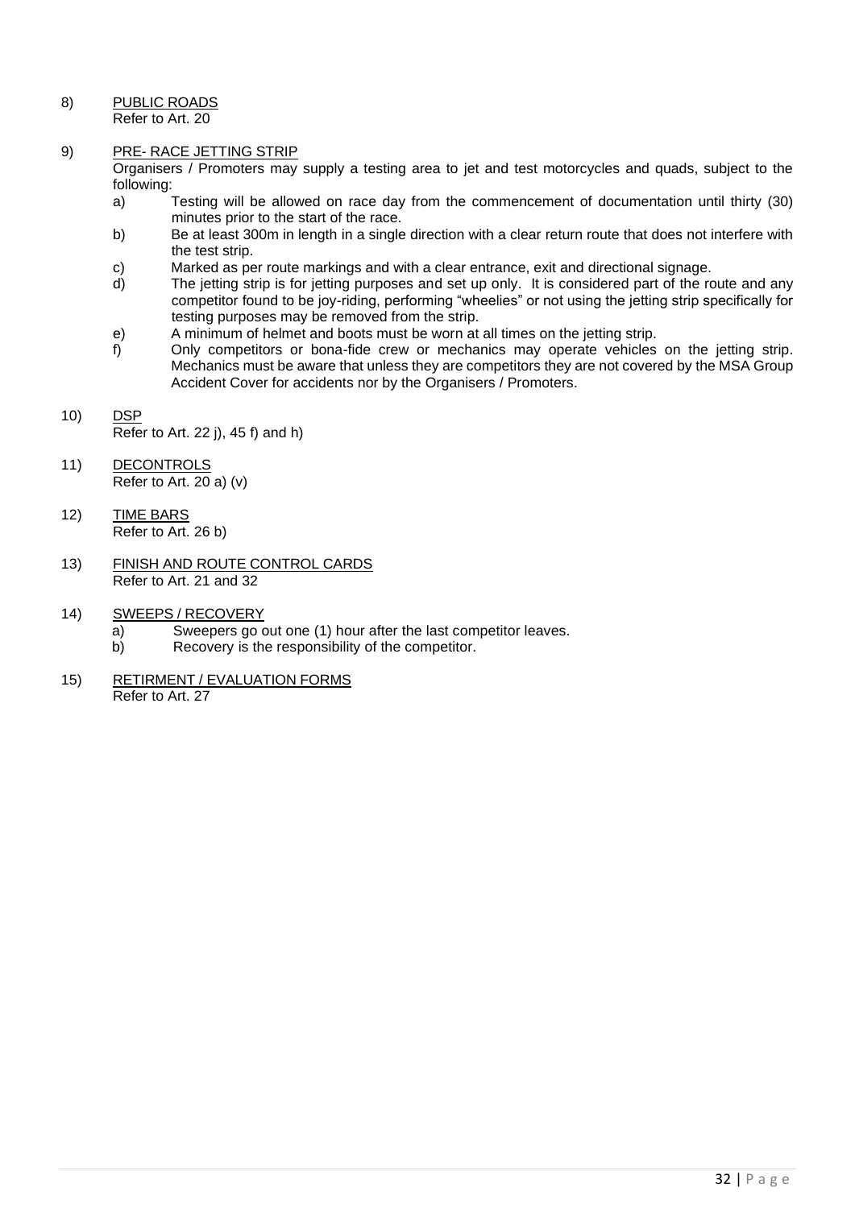8) PUBLIC ROADS
Refer to Art. 20

9) PRE- RACE JETTING STRIP
Organisers / Promoters may supply a testing area to jet and test motorcycles and quads, subject to the following:

a) Testing will be allowed on race day from the commencement of documentation until thirty (30) minutes prior to the start of the race.
b) Be at least 300m in length in a single direction with a clear return route that does not interfere with the test strip.
c) Marked as per route markings and with a clear entrance, exit and directional signage.
d) The jetting strip is for jetting purposes and set up only. It is considered part of the route and any competitor found to be joy-riding, performing "wheelies" or not using the jetting strip specifically for testing purposes may be removed from the strip.
e) A minimum of helmet and boots must be worn at all times on the jetting strip.
f) Only competitors or bona-fide crew or mechanics may operate vehicles on the jetting strip. Mechanics must be aware that unless they are competitors they are not covered by the MSA Group Accident Cover for accidents nor by the Organisers / Promoters.

10) DSP
Refer to Art. 22 j), 45 f) and h)

11) DECONTROLS
Refer to Art. 20 a) (v)

12) TIME BARS
Refer to Art. 26 b)

13) FINISH AND ROUTE CONTROL CARDS
Refer to Art. 21 and 32

14) SWEEPS / RECOVERY

a) Sweepers go out one (1) hour after the last competitor leaves.
b) Recovery is the responsibility of the competitor.

15) RETIRMENT / EVALUATION FORMS
Refer to Art. 27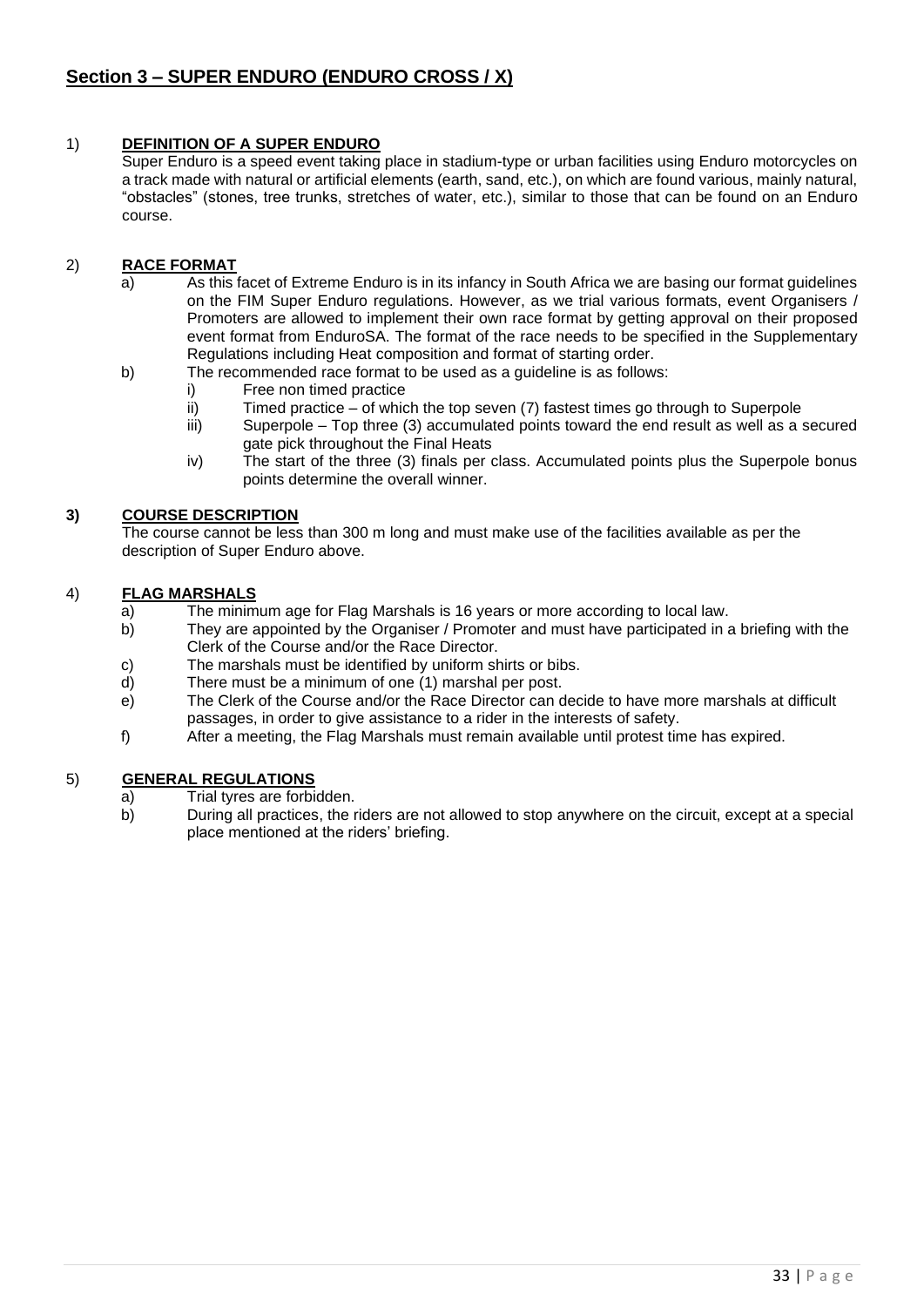## Section 3 – SUPER ENDURO (ENDURO CROSS / X)

1) **DEFINITION OF A SUPER ENDURO**

Super Enduro is a speed event taking place in stadium-type or urban facilities using Enduro motorcycles on a track made with natural or artificial elements (earth, sand, etc.), on which are found various, mainly natural, "obstacles" (stones, tree trunks, stretches of water, etc.), similar to those that can be found on an Enduro course.

2) **RACE FORMAT**

a) As this facet of Extreme Enduro is in its infancy in South Africa we are basing our format guidelines on the FIM Super Enduro regulations. However, as we trial various formats, event Organisers / Promoters are allowed to implement their own race format by getting approval on their proposed event format from EnduroSA. The format of the race needs to be specified in the Supplementary Regulations including Heat composition and format of starting order.

b) The recommended race format to be used as a guideline is as follows:

   i) Free non timed practice
   
   ii) Timed practice – of which the top seven (7) fastest times go through to Superpole
   
   iii) Superpole – Top three (3) accumulated points toward the end result as well as a secured gate pick throughout the Final Heats
   
   iv) The start of the three (3) finals per class. Accumulated points plus the Superpole bonus points determine the overall winner.

**3) COURSE DESCRIPTION**

The course cannot be less than 300 m long and must make use of the facilities available as per the description of Super Enduro above.

4) **FLAG MARSHALS**

a) The minimum age for Flag Marshals is 16 years or more according to local law.

b) They are appointed by the Organiser / Promoter and must have participated in a briefing with the Clerk of the Course and/or the Race Director.

c) The marshals must be identified by uniform shirts or bibs.

d) There must be a minimum of one (1) marshal per post.

e) The Clerk of the Course and/or the Race Director can decide to have more marshals at difficult passages, in order to give assistance to a rider in the interests of safety.

f) After a meeting, the Flag Marshals must remain available until protest time has expired.

5) **GENERAL REGULATIONS**

a) Trial tyres are forbidden.

b) During all practices, the riders are not allowed to stop anywhere on the circuit, except at a special place mentioned at the riders' briefing.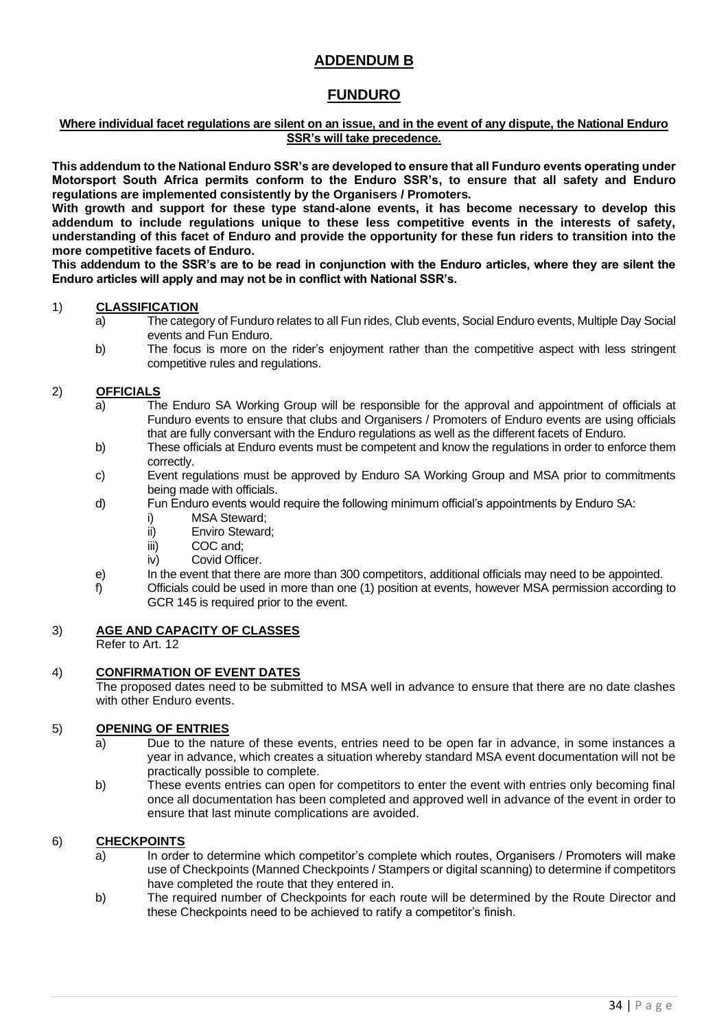# ADDENDUM B

## FUNDURO

**Where individual facet regulations are silent on an issue, and in the event of any dispute, the National Enduro SSR's will take precedence.**

**This addendum to the National Enduro SSR's are developed to ensure that all Funduro events operating under Motorsport South Africa permits conform to the Enduro SSR's, to ensure that all safety and Enduro regulations are implemented consistently by the Organisers / Promoters.**

**With growth and support for these type stand-alone events, it has become necessary to develop this addendum to include regulations unique to these less competitive events in the interests of safety, understanding of this facet of Enduro and provide the opportunity for these fun riders to transition into the more competitive facets of Enduro.**

**This addendum to the SSR's are to be read in conjunction with the Enduro articles, where they are silent the Enduro articles will apply and may not be in conflict with National SSR's.**

1) **CLASSIFICATION**
   a) The category of Funduro relates to all Fun rides, Club events, Social Enduro events, Multiple Day Social events and Fun Enduro.
   b) The focus is more on the rider's enjoyment rather than the competitive aspect with less stringent competitive rules and regulations.

2) **OFFICIALS**
   a) The Enduro SA Working Group will be responsible for the approval and appointment of officials at Funduro events to ensure that clubs and Organisers / Promoters of Enduro events are using officials that are fully conversant with the Enduro regulations as well as the different facets of Enduro.
   b) These officials at Enduro events must be competent and know the regulations in order to enforce them correctly.
   c) Event regulations must be approved by Enduro SA Working Group and MSA prior to commitments being made with officials.
   d) Fun Enduro events would require the following minimum official's appointments by Enduro SA:
      i) MSA Steward;
      ii) Enviro Steward;
      iii) COC and;
      iv) Covid Officer.
   e) In the event that there are more than 300 competitors, additional officials may need to be appointed.
   f) Officials could be used in more than one (1) position at events, however MSA permission according to GCR 145 is required prior to the event.

3) **AGE AND CAPACITY OF CLASSES**
   Refer to Art. 12

4) **CONFIRMATION OF EVENT DATES**
   The proposed dates need to be submitted to MSA well in advance to ensure that there are no date clashes with other Enduro events.

5) **OPENING OF ENTRIES**
   a) Due to the nature of these events, entries need to be open far in advance, in some instances a year in advance, which creates a situation whereby standard MSA event documentation will not be practically possible to complete.
   b) These events entries can open for competitors to enter the event with entries only becoming final once all documentation has been completed and approved well in advance of the event in order to ensure that last minute complications are avoided.

6) **CHECKPOINTS**
   a) In order to determine which competitor's complete which routes, Organisers / Promoters will make use of Checkpoints (Manned Checkpoints / Stampers or digital scanning) to determine if competitors have completed the route that they entered in.
   b) The required number of Checkpoints for each route will be determined by the Route Director and these Checkpoints need to be achieved to ratify a competitor's finish.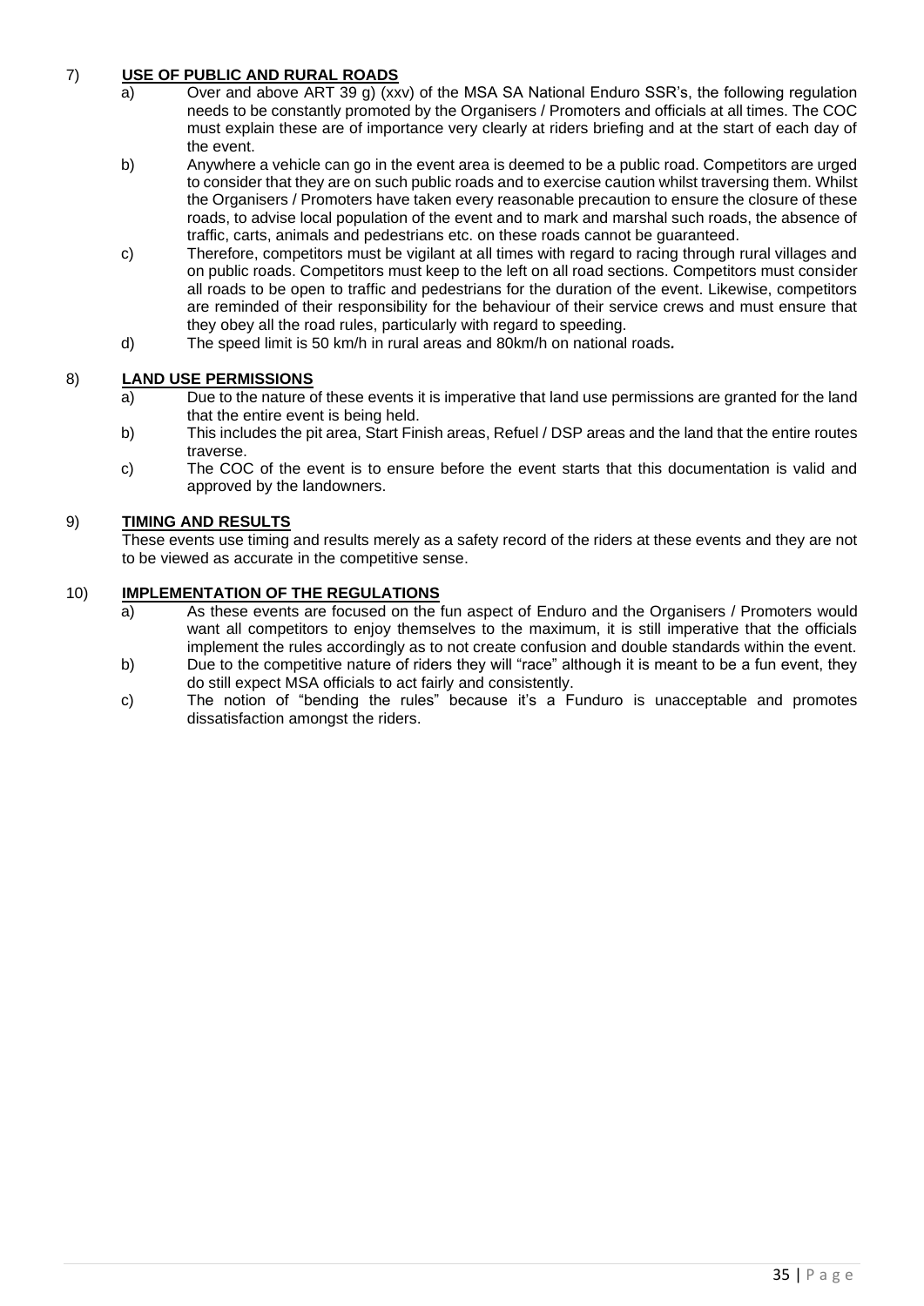## 7) USE OF PUBLIC AND RURAL ROADS

a) Over and above ART 39 g) (xxv) of the MSA SA National Enduro SSR's, the following regulation needs to be constantly promoted by the Organisers / Promoters and officials at all times. The COC must explain these are of importance very clearly at riders briefing and at the start of each day of the event.

b) Anywhere a vehicle can go in the event area is deemed to be a public road. Competitors are urged to consider that they are on such public roads and to exercise caution whilst traversing them. Whilst the Organisers / Promoters have taken every reasonable precaution to ensure the closure of these roads, to advise local population of the event and to mark and marshal such roads, the absence of traffic, carts, animals and pedestrians etc. on these roads cannot be guaranteed.

c) Therefore, competitors must be vigilant at all times with regard to racing through rural villages and on public roads. Competitors must keep to the left on all road sections. Competitors must consider all roads to be open to traffic and pedestrians for the duration of the event. Likewise, competitors are reminded of their responsibility for the behaviour of their service crews and must ensure that they obey all the road rules, particularly with regard to speeding.

d) The speed limit is 50 km/h in rural areas and 80km/h on national roads**.**

## 8) LAND USE PERMISSIONS

a) Due to the nature of these events it is imperative that land use permissions are granted for the land that the entire event is being held.

b) This includes the pit area, Start Finish areas, Refuel / DSP areas and the land that the entire routes traverse.

c) The COC of the event is to ensure before the event starts that this documentation is valid and approved by the landowners.

## 9) TIMING AND RESULTS

These events use timing and results merely as a safety record of the riders at these events and they are not to be viewed as accurate in the competitive sense.

## 10) IMPLEMENTATION OF THE REGULATIONS

a) As these events are focused on the fun aspect of Enduro and the Organisers / Promoters would want all competitors to enjoy themselves to the maximum, it is still imperative that the officials implement the rules accordingly as to not create confusion and double standards within the event.

b) Due to the competitive nature of riders they will "race" although it is meant to be a fun event, they do still expect MSA officials to act fairly and consistently.

c) The notion of "bending the rules" because it's a Funduro is unacceptable and promotes dissatisfaction amongst the riders.